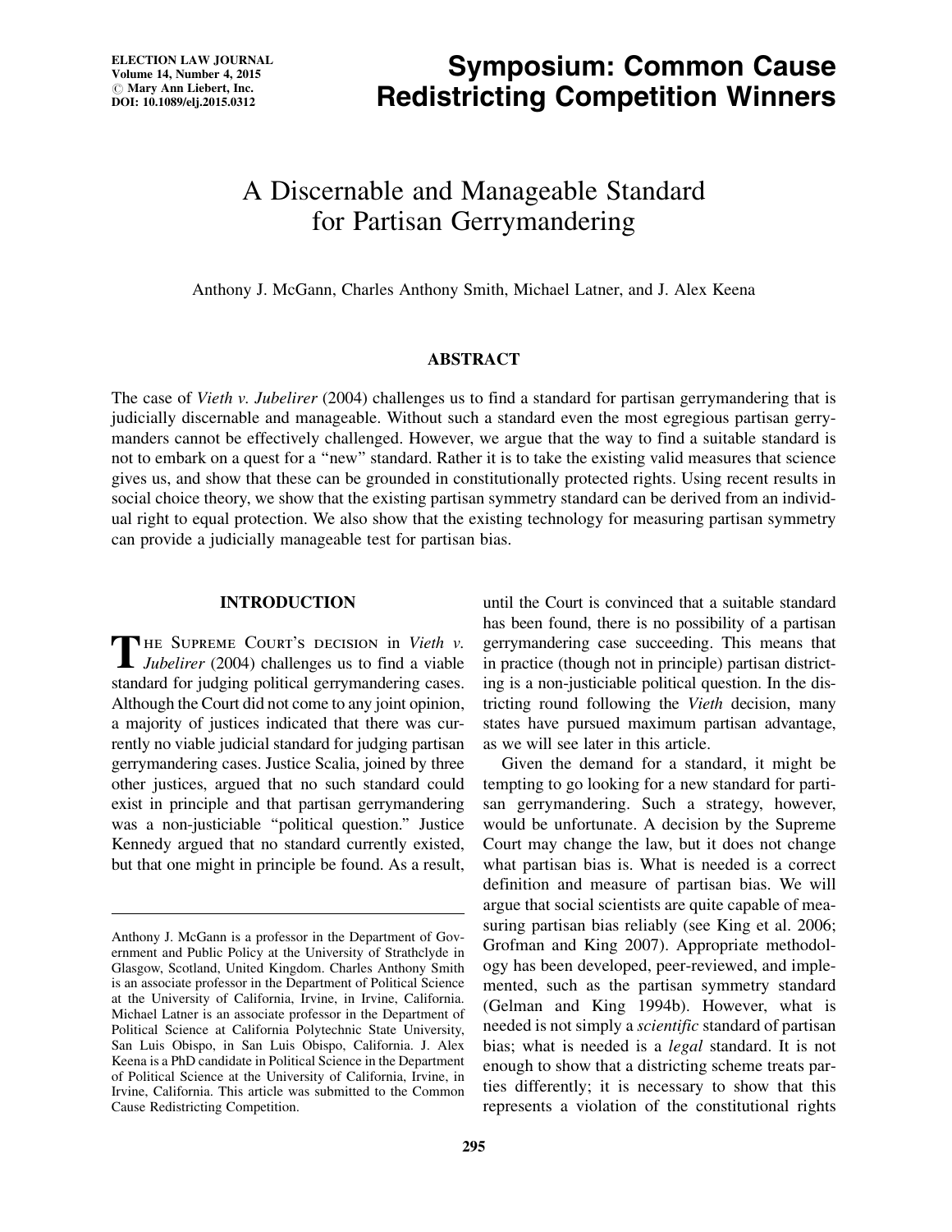# Symposium: Common Cause Redistricting Competition Winners

## A Discernable and Manageable Standard for Partisan Gerrymandering

Anthony J. McGann, Charles Anthony Smith, Michael Latner, and J. Alex Keena

### ABSTRACT

The case of *Vieth v. Jubelirer* (2004) challenges us to find a standard for partisan gerrymandering that is judicially discernable and manageable. Without such a standard even the most egregious partisan gerrymanders cannot be effectively challenged. However, we argue that the way to find a suitable standard is not to embark on a quest for a "new" standard. Rather it is to take the existing valid measures that science gives us, and show that these can be grounded in constitutionally protected rights. Using recent results in social choice theory, we show that the existing partisan symmetry standard can be derived from an individual right to equal protection. We also show that the existing technology for measuring partisan symmetry can provide a judicially manageable test for partisan bias.

### INTRODUCTION

The Supreme Court's decision in *Vieth v. Jubelirer* (2004) challenges us to find a viable standard for judging political gerrymandering cases. Although the Court did not come to any joint opinion, a majority of justices indicated that there was currently no viable judicial standard for judging partisan gerrymandering cases. Justice Scalia, joined by three other justices, argued that no such standard could exist in principle and that partisan gerrymandering was a non-justiciable "political question." Justice Kennedy argued that no standard currently existed, but that one might in principle be found. As a result, until the Court is convinced that a suitable standard has been found, there is no possibility of a partisan gerrymandering case succeeding. This means that in practice (though not in principle) partisan districting is a non-justiciable political question. In the districting round following the *Vieth* decision, many states have pursued maximum partisan advantage, as we will see later in this article.

Given the demand for a standard, it might be tempting to go looking for a new standard for partisan gerrymandering. Such a strategy, however, would be unfortunate. A decision by the Supreme Court may change the law, but it does not change what partisan bias is. What is needed is a correct definition and measure of partisan bias. We will argue that social scientists are quite capable of measuring partisan bias reliably (see King et al. 2006; Grofman and King 2007). Appropriate methodology has been developed, peer-reviewed, and implemented, such as the partisan symmetry standard (Gelman and King 1994b). However, what is needed is not simply a *scientific* standard of partisan bias; what is needed is a *legal* standard. It is not enough to show that a districting scheme treats parties differently; it is necessary to show that this represents a violation of the constitutional rights

---

Anthony J. McGann is a professor in the Department of Government and Public Policy at the University of Strathclyde in Glasgow, Scotland, United Kingdom. Charles Anthony Smith is an associate professor in the Department of Political Science at the University of California, Irvine, in Irvine, California. Michael Latner is an associate professor in the Department of Political Science at California Polytechnic State University, San Luis Obispo, in San Luis Obispo, California. J. Alex Keena is a PhD candidate in Political Science in the Department of Political Science at the University of California, Irvine, in Irvine, California. This article was submitted to the Common Cause Redistricting Competition.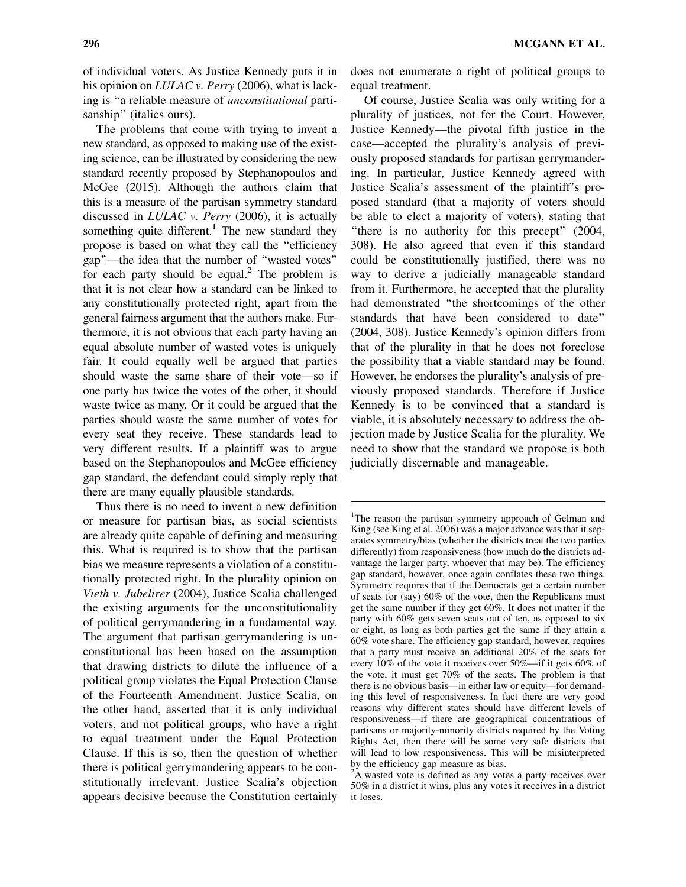of individual voters. As Justice Kennedy puts it in his opinion on *LULAC v. Perry* (2006), what is lacking is "a reliable measure of *unconstitutional* partisanship" (italics ours).

The problems that come with trying to invent a new standard, as opposed to making use of the existing science, can be illustrated by considering the new standard recently proposed by Stephanopoulos and McGee (2015). Although the authors claim that this is a measure of the partisan symmetry standard discussed in *LULAC v. Perry* (2006), it is actually something quite different.[1] The new standard they propose is based on what they call the "efficiency gap"—the idea that the number of "wasted votes" for each party should be equal.[2] The problem is that it is not clear how a standard can be linked to any constitutionally protected right, apart from the general fairness argument that the authors make. Furthermore, it is not obvious that each party having an equal absolute number of wasted votes is uniquely fair. It could equally well be argued that parties should waste the same share of their vote—so if one party has twice the votes of the other, it should waste twice as many. Or it could be argued that the parties should waste the same number of votes for every seat they receive. These standards lead to very different results. If a plaintiff was to argue based on the Stephanopoulos and McGee efficiency gap standard, the defendant could simply reply that there are many equally plausible standards.

Thus there is no need to invent a new definition or measure for partisan bias, as social scientists are already quite capable of defining and measuring this. What is required is to show that the partisan bias we measure represents a violation of a constitutionally protected right. In the plurality opinion on *Vieth v. Jubelirer* (2004), Justice Scalia challenged the existing arguments for the unconstitutionality of political gerrymandering in a fundamental way. The argument that partisan gerrymandering is unconstitutional has been based on the assumption that drawing districts to dilute the influence of a political group violates the Equal Protection Clause of the Fourteenth Amendment. Justice Scalia, on the other hand, asserted that it is only individual voters, and not political groups, who have a right to equal treatment under the Equal Protection Clause. If this is so, then the question of whether there is political gerrymandering appears to be constitutionally irrelevant. Justice Scalia's objection appears decisive because the Constitution certainly does not enumerate a right of political groups to equal treatment.

Of course, Justice Scalia was only writing for a plurality of justices, not for the Court. However, Justice Kennedy—the pivotal fifth justice in the case—accepted the plurality's analysis of previously proposed standards for partisan gerrymandering. In particular, Justice Kennedy agreed with Justice Scalia's assessment of the plaintiff's proposed standard (that a majority of voters should be able to elect a majority of voters), stating that "there is no authority for this precept" (2004, 308). He also agreed that even if this standard could be constitutionally justified, there was no way to derive a judicially manageable standard from it. Furthermore, he accepted that the plurality had demonstrated "the shortcomings of the other standards that have been considered to date" (2004, 308). Justice Kennedy's opinion differs from that of the plurality in that he does not foreclose the possibility that a viable standard may be found. However, he endorses the plurality's analysis of previously proposed standards. Therefore if Justice Kennedy is to be convinced that a standard is viable, it is absolutely necessary to address the objection made by Justice Scalia for the plurality. We need to show that the standard we propose is both judicially discernable and manageable.

---

[1]The reason the partisan symmetry approach of Gelman and King (see King et al. 2006) was a major advance was that it separates symmetry/bias (whether the districts treat the two parties differently) from responsiveness (how much do the districts advantage the larger party, whoever that may be). The efficiency gap standard, however, once again conflates these two things. Symmetry requires that if the Democrats get a certain number of seats for (say) 60% of the vote, then the Republicans must get the same number if they get 60%. It does not matter if the party with 60% gets seven seats out of ten, as opposed to six or eight, as long as both parties get the same if they attain a 60% vote share. The efficiency gap standard, however, requires that a party must receive an additional 20% of the seats for every 10% of the vote it receives over 50%—if it gets 60% of the vote, it must get 70% of the seats. The problem is that there is no obvious basis—in either law or equity—for demanding this level of responsiveness. In fact there are very good reasons why different states should have different levels of responsiveness—if there are geographical concentrations of partisans or majority-minority districts required by the Voting Rights Act, then there will be some very safe districts that will lead to low responsiveness. This will be misinterpreted by the efficiency gap measure as bias.

[2]A wasted vote is defined as any votes a party receives over 50% in a district it wins, plus any votes it receives in a district it loses.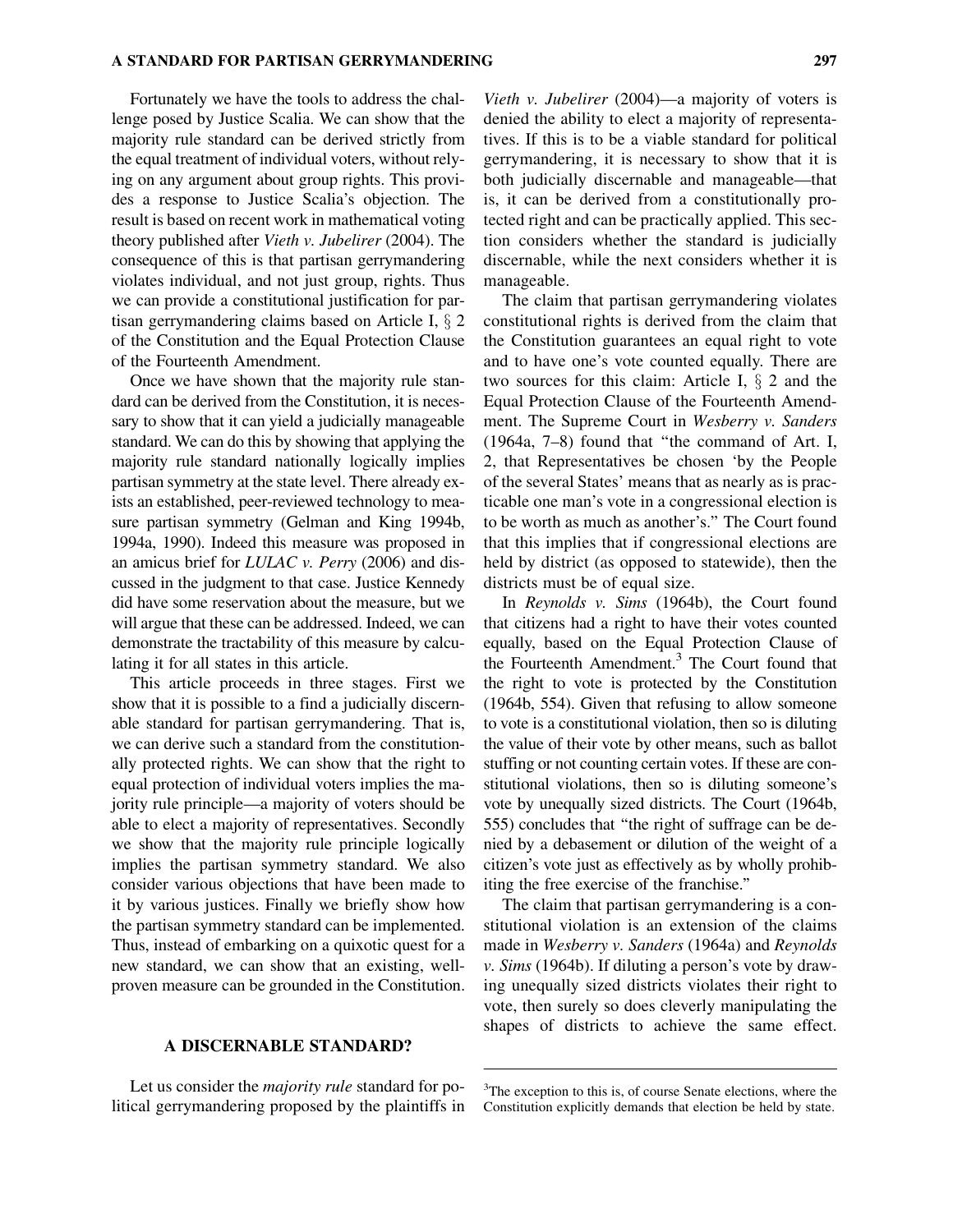Fortunately we have the tools to address the challenge posed by Justice Scalia. We can show that the majority rule standard can be derived strictly from the equal treatment of individual voters, without relying on any argument about group rights. This provides a response to Justice Scalia's objection. The result is based on recent work in mathematical voting theory published after *Vieth v. Jubelirer* (2004). The consequence of this is that partisan gerrymandering violates individual, and not just group, rights. Thus we can provide a constitutional justification for partisan gerrymandering claims based on Article I, § 2 of the Constitution and the Equal Protection Clause of the Fourteenth Amendment.

Once we have shown that the majority rule standard can be derived from the Constitution, it is necessary to show that it can yield a judicially manageable standard. We can do this by showing that applying the majority rule standard nationally logically implies partisan symmetry at the state level. There already exists an established, peer-reviewed technology to measure partisan symmetry (Gelman and King 1994b, 1994a, 1990). Indeed this measure was proposed in an amicus brief for *LULAC v. Perry* (2006) and discussed in the judgment to that case. Justice Kennedy did have some reservation about the measure, but we will argue that these can be addressed. Indeed, we can demonstrate the tractability of this measure by calculating it for all states in this article.

This article proceeds in three stages. First we show that it is possible to a find a judicially discernable standard for partisan gerrymandering. That is, we can derive such a standard from the constitutionally protected rights. We can show that the right to equal protection of individual voters implies the majority rule principle—a majority of voters should be able to elect a majority of representatives. Secondly we show that the majority rule principle logically implies the partisan symmetry standard. We also consider various objections that have been made to it by various justices. Finally we briefly show how the partisan symmetry standard can be implemented. Thus, instead of embarking on a quixotic quest for a new standard, we can show that an existing, well-proven measure can be grounded in the Constitution.

## A DISCERNABLE STANDARD?

Let us consider the *majority rule* standard for political gerrymandering proposed by the plaintiffs in *Vieth v. Jubelirer* (2004)—a majority of voters is denied the ability to elect a majority of representatives. If this is to be a viable standard for political gerrymandering, it is necessary to show that it is both judicially discernable and manageable—that is, it can be derived from a constitutionally protected right and can be practically applied. This section considers whether the standard is judicially discernable, while the next considers whether it is manageable.

The claim that partisan gerrymandering violates constitutional rights is derived from the claim that the Constitution guarantees an equal right to vote and to have one's vote counted equally. There are two sources for this claim: Article I, § 2 and the Equal Protection Clause of the Fourteenth Amendment. The Supreme Court in *Wesberry v. Sanders* (1964a, 7–8) found that "the command of Art. I, 2, that Representatives be chosen 'by the People of the several States' means that as nearly as is practicable one man's vote in a congressional election is to be worth as much as another's." The Court found that this implies that if congressional elections are held by district (as opposed to statewide), then the districts must be of equal size.

In *Reynolds v. Sims* (1964b), the Court found that citizens had a right to have their votes counted equally, based on the Equal Protection Clause of the Fourteenth Amendment.[3] The Court found that the right to vote is protected by the Constitution (1964b, 554). Given that refusing to allow someone to vote is a constitutional violation, then so is diluting the value of their vote by other means, such as ballot stuffing or not counting certain votes. If these are constitutional violations, then so is diluting someone's vote by unequally sized districts. The Court (1964b, 555) concludes that "the right of suffrage can be denied by a debasement or dilution of the weight of a citizen's vote just as effectively as by wholly prohibiting the free exercise of the franchise."

The claim that partisan gerrymandering is a constitutional violation is an extension of the claims made in *Wesberry v. Sanders* (1964a) and *Reynolds v. Sims* (1964b). If diluting a person's vote by drawing unequally sized districts violates their right to vote, then surely so does cleverly manipulating the shapes of districts to achieve the same effect.

[3] The exception to this is, of course Senate elections, where the Constitution explicitly demands that election be held by state.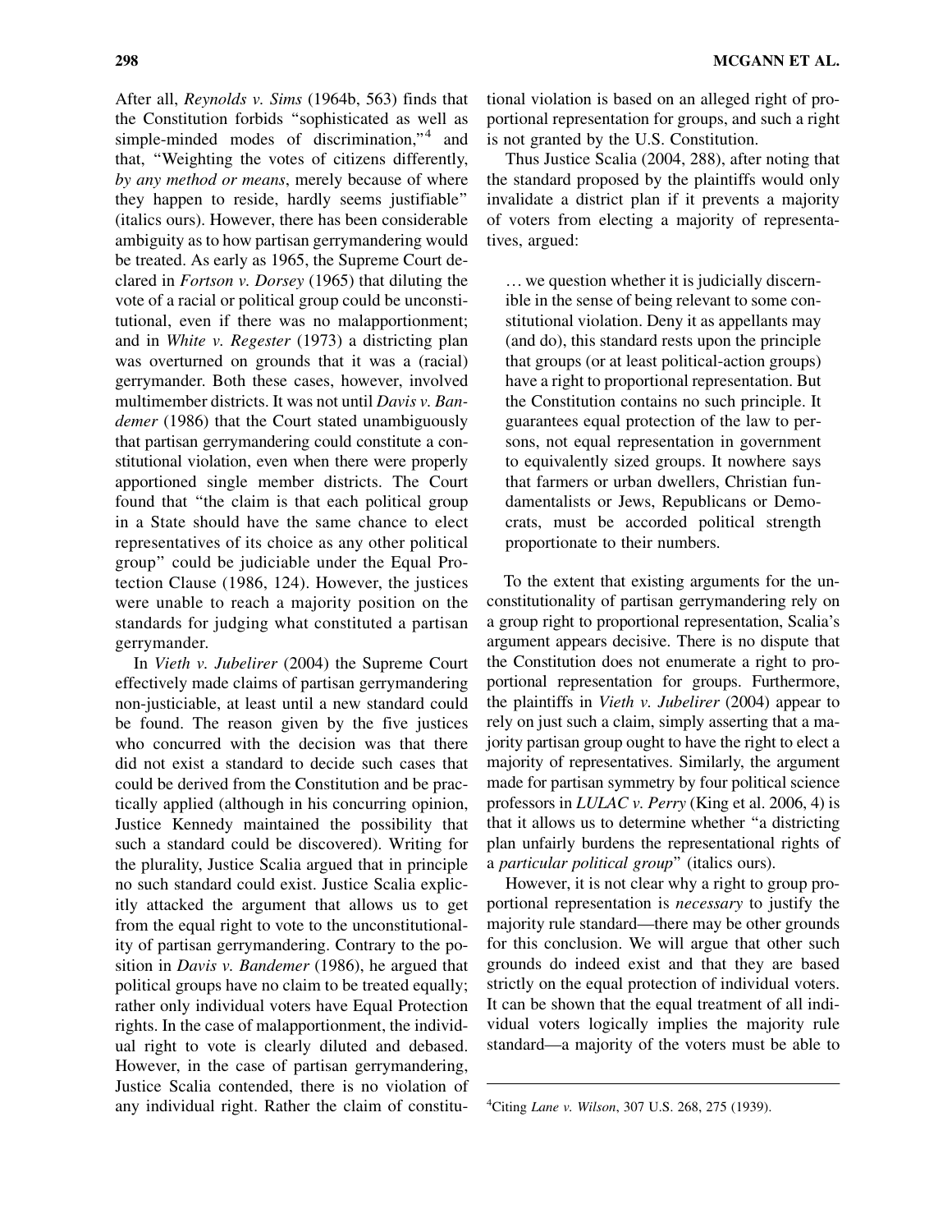After all, *Reynolds v. Sims* (1964b, 563) finds that the Constitution forbids "sophisticated as well as simple-minded modes of discrimination,"[4] and that, "Weighting the votes of citizens differently, *by any method or means*, merely because of where they happen to reside, hardly seems justifiable" (italics ours). However, there has been considerable ambiguity as to how partisan gerrymandering would be treated. As early as 1965, the Supreme Court declared in *Fortson v. Dorsey* (1965) that diluting the vote of a racial or political group could be unconstitutional, even if there was no malapportionment; and in *White v. Regester* (1973) a districting plan was overturned on grounds that it was a (racial) gerrymander. Both these cases, however, involved multimember districts. It was not until *Davis v. Bandemer* (1986) that the Court stated unambiguously that partisan gerrymandering could constitute a constitutional violation, even when there were properly apportioned single member districts. The Court found that "the claim is that each political group in a State should have the same chance to elect representatives of its choice as any other political group" could be judiciable under the Equal Protection Clause (1986, 124). However, the justices were unable to reach a majority position on the standards for judging what constituted a partisan gerrymander.

In *Vieth v. Jubelirer* (2004) the Supreme Court effectively made claims of partisan gerrymandering non-justiciable, at least until a new standard could be found. The reason given by the five justices who concurred with the decision was that there did not exist a standard to decide such cases that could be derived from the Constitution and be practically applied (although in his concurring opinion, Justice Kennedy maintained the possibility that such a standard could be discovered). Writing for the plurality, Justice Scalia argued that in principle no such standard could exist. Justice Scalia explicitly attacked the argument that allows us to get from the equal right to vote to the unconstitutionality of partisan gerrymandering. Contrary to the position in *Davis v. Bandemer* (1986), he argued that political groups have no claim to be treated equally; rather only individual voters have Equal Protection rights. In the case of malapportionment, the individual right to vote is clearly diluted and debased. However, in the case of partisan gerrymandering, Justice Scalia contended, there is no violation of any individual right. Rather the claim of constitutional violation is based on an alleged right of proportional representation for groups, and such a right is not granted by the U.S. Constitution.

Thus Justice Scalia (2004, 288), after noting that the standard proposed by the plaintiffs would only invalidate a district plan if it prevents a majority of voters from electing a majority of representatives, argued:

> … we question whether it is judicially discernible in the sense of being relevant to some constitutional violation. Deny it as appellants may (and do), this standard rests upon the principle that groups (or at least political-action groups) have a right to proportional representation. But the Constitution contains no such principle. It guarantees equal protection of the law to persons, not equal representation in government to equivalently sized groups. It nowhere says that farmers or urban dwellers, Christian fundamentalists or Jews, Republicans or Democrats, must be accorded political strength proportionate to their numbers.

To the extent that existing arguments for the unconstitutionality of partisan gerrymandering rely on a group right to proportional representation, Scalia's argument appears decisive. There is no dispute that the Constitution does not enumerate a right to proportional representation for groups. Furthermore, the plaintiffs in *Vieth v. Jubelirer* (2004) appear to rely on just such a claim, simply asserting that a majority partisan group ought to have the right to elect a majority of representatives. Similarly, the argument made for partisan symmetry by four political science professors in *LULAC v. Perry* (King et al. 2006, 4) is that it allows us to determine whether "a districting plan unfairly burdens the representational rights of a *particular political group*" (italics ours).

However, it is not clear why a right to group proportional representation is *necessary* to justify the majority rule standard—there may be other grounds for this conclusion. We will argue that other such grounds do indeed exist and that they are based strictly on the equal protection of individual voters. It can be shown that the equal treatment of all individual voters logically implies the majority rule standard—a majority of the voters must be able to

[4] Citing *Lane v. Wilson*, 307 U.S. 268, 275 (1939).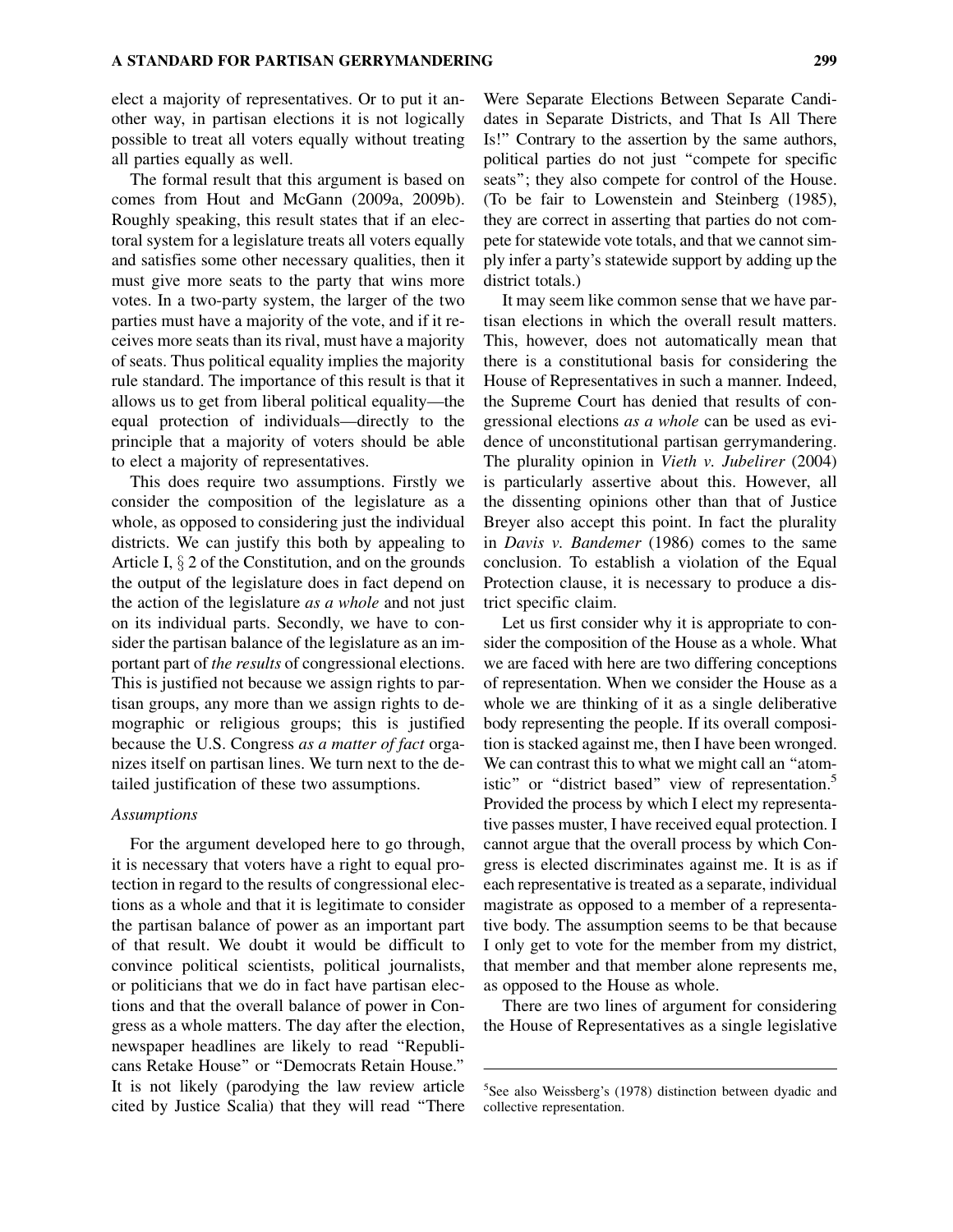elect a majority of representatives. Or to put it another way, in partisan elections it is not logically possible to treat all voters equally without treating all parties equally as well.

The formal result that this argument is based on comes from Hout and McGann (2009a, 2009b). Roughly speaking, this result states that if an electoral system for a legislature treats all voters equally and satisfies some other necessary qualities, then it must give more seats to the party that wins more votes. In a two-party system, the larger of the two parties must have a majority of the vote, and if it receives more seats than its rival, must have a majority of seats. Thus political equality implies the majority rule standard. The importance of this result is that it allows us to get from liberal political equality—the equal protection of individuals—directly to the principle that a majority of voters should be able to elect a majority of representatives.

This does require two assumptions. Firstly we consider the composition of the legislature as a whole, as opposed to considering just the individual districts. We can justify this both by appealing to Article I, § 2 of the Constitution, and on the grounds the output of the legislature does in fact depend on the action of the legislature *as a whole* and not just on its individual parts. Secondly, we have to consider the partisan balance of the legislature as an important part of *the results* of congressional elections. This is justified not because we assign rights to partisan groups, any more than we assign rights to demographic or religious groups; this is justified because the U.S. Congress *as a matter of fact* organizes itself on partisan lines. We turn next to the detailed justification of these two assumptions.

### *Assumptions*

For the argument developed here to go through, it is necessary that voters have a right to equal protection in regard to the results of congressional elections as a whole and that it is legitimate to consider the partisan balance of power as an important part of that result. We doubt it would be difficult to convince political scientists, political journalists, or politicians that we do in fact have partisan elections and that the overall balance of power in Congress as a whole matters. The day after the election, newspaper headlines are likely to read "Republicans Retake House" or "Democrats Retain House." It is not likely (parodying the law review article cited by Justice Scalia) that they will read "There Were Separate Elections Between Separate Candidates in Separate Districts, and That Is All There Is!" Contrary to the assertion by the same authors, political parties do not just "compete for specific seats"; they also compete for control of the House. (To be fair to Lowenstein and Steinberg (1985), they are correct in asserting that parties do not compete for statewide vote totals, and that we cannot simply infer a party's statewide support by adding up the district totals.)

It may seem like common sense that we have partisan elections in which the overall result matters. This, however, does not automatically mean that there is a constitutional basis for considering the House of Representatives in such a manner. Indeed, the Supreme Court has denied that results of congressional elections *as a whole* can be used as evidence of unconstitutional partisan gerrymandering. The plurality opinion in *Vieth v. Jubelirer* (2004) is particularly assertive about this. However, all the dissenting opinions other than that of Justice Breyer also accept this point. In fact the plurality in *Davis v. Bandemer* (1986) comes to the same conclusion. To establish a violation of the Equal Protection clause, it is necessary to produce a district specific claim.

Let us first consider why it is appropriate to consider the composition of the House as a whole. What we are faced with here are two differing conceptions of representation. When we consider the House as a whole we are thinking of it as a single deliberative body representing the people. If its overall composition is stacked against me, then I have been wronged. We can contrast this to what we might call an "atomistic" or "district based" view of representation.[5] Provided the process by which I elect my representative passes muster, I have received equal protection. I cannot argue that the overall process by which Congress is elected discriminates against me. It is as if each representative is treated as a separate, individual magistrate as opposed to a member of a representative body. The assumption seems to be that because I only get to vote for the member from my district, that member and that member alone represents me, as opposed to the House as whole.

There are two lines of argument for considering the House of Representatives as a single legislative

[5] See also Weissberg's (1978) distinction between dyadic and collective representation.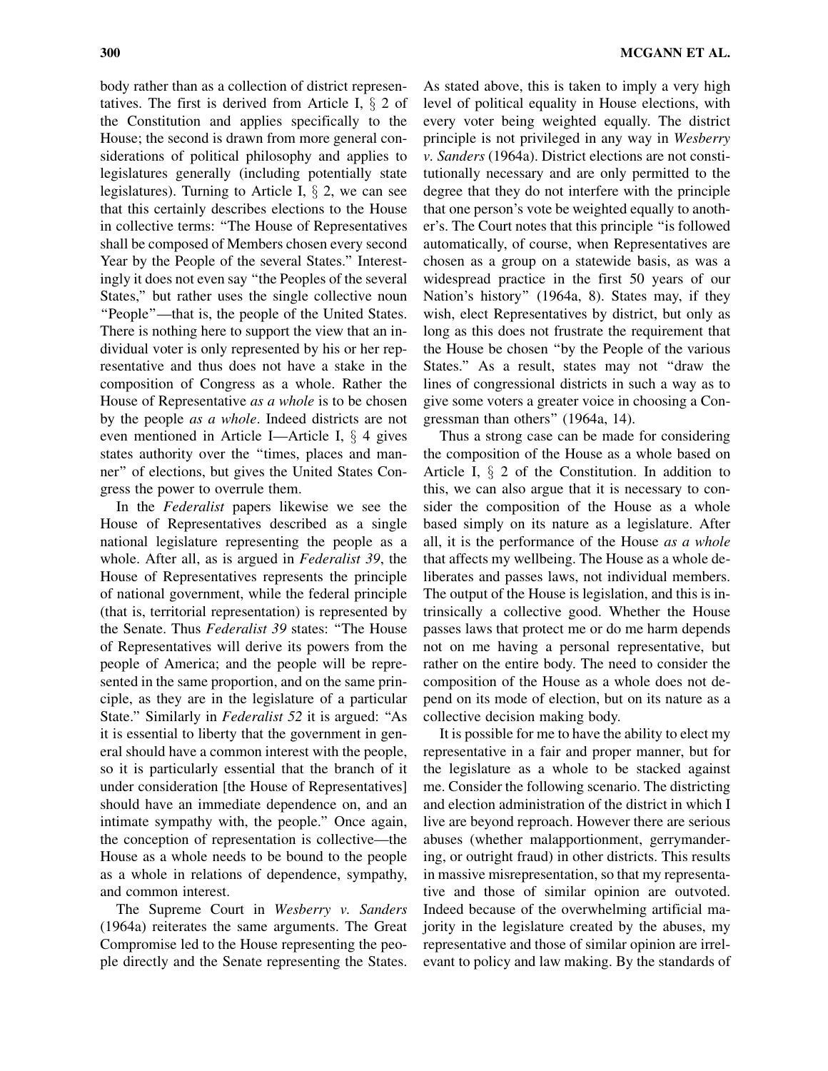body rather than as a collection of district representatives. The first is derived from Article I, § 2 of the Constitution and applies specifically to the House; the second is drawn from more general considerations of political philosophy and applies to legislatures generally (including potentially state legislatures). Turning to Article I, § 2, we can see that this certainly describes elections to the House in collective terms: "The House of Representatives shall be composed of Members chosen every second Year by the People of the several States." Interestingly it does not even say "the Peoples of the several States," but rather uses the single collective noun "People"—that is, the people of the United States. There is nothing here to support the view that an individual voter is only represented by his or her representative and thus does not have a stake in the composition of Congress as a whole. Rather the House of Representative *as a whole* is to be chosen by the people *as a whole*. Indeed districts are not even mentioned in Article I—Article I, § 4 gives states authority over the "times, places and manner" of elections, but gives the United States Congress the power to overrule them.

In the *Federalist* papers likewise we see the House of Representatives described as a single national legislature representing the people as a whole. After all, as is argued in *Federalist 39*, the House of Representatives represents the principle of national government, while the federal principle (that is, territorial representation) is represented by the Senate. Thus *Federalist 39* states: "The House of Representatives will derive its powers from the people of America; and the people will be represented in the same proportion, and on the same principle, as they are in the legislature of a particular State." Similarly in *Federalist 52* it is argued: "As it is essential to liberty that the government in general should have a common interest with the people, so it is particularly essential that the branch of it under consideration [the House of Representatives] should have an immediate dependence on, and an intimate sympathy with, the people." Once again, the conception of representation is collective—the House as a whole needs to be bound to the people as a whole in relations of dependence, sympathy, and common interest.

The Supreme Court in *Wesberry v. Sanders* (1964a) reiterates the same arguments. The Great Compromise led to the House representing the people directly and the Senate representing the States. As stated above, this is taken to imply a very high level of political equality in House elections, with every voter being weighted equally. The district principle is not privileged in any way in *Wesberry v. Sanders* (1964a). District elections are not constitutionally necessary and are only permitted to the degree that they do not interfere with the principle that one person's vote be weighted equally to another's. The Court notes that this principle "is followed automatically, of course, when Representatives are chosen as a group on a statewide basis, as was a widespread practice in the first 50 years of our Nation's history" (1964a, 8). States may, if they wish, elect Representatives by district, but only as long as this does not frustrate the requirement that the House be chosen "by the People of the various States." As a result, states may not "draw the lines of congressional districts in such a way as to give some voters a greater voice in choosing a Congressman than others" (1964a, 14).

Thus a strong case can be made for considering the composition of the House as a whole based on Article I, § 2 of the Constitution. In addition to this, we can also argue that it is necessary to consider the composition of the House as a whole based simply on its nature as a legislature. After all, it is the performance of the House *as a whole* that affects my wellbeing. The House as a whole deliberates and passes laws, not individual members. The output of the House is legislation, and this is intrinsically a collective good. Whether the House passes laws that protect me or do me harm depends not on me having a personal representative, but rather on the entire body. The need to consider the composition of the House as a whole does not depend on its mode of election, but on its nature as a collective decision making body.

It is possible for me to have the ability to elect my representative in a fair and proper manner, but for the legislature as a whole to be stacked against me. Consider the following scenario. The districting and election administration of the district in which I live are beyond reproach. However there are serious abuses (whether malapportionment, gerrymandering, or outright fraud) in other districts. This results in massive misrepresentation, so that my representative and those of similar opinion are outvoted. Indeed because of the overwhelming artificial majority in the legislature created by the abuses, my representative and those of similar opinion are irrelevant to policy and law making. By the standards of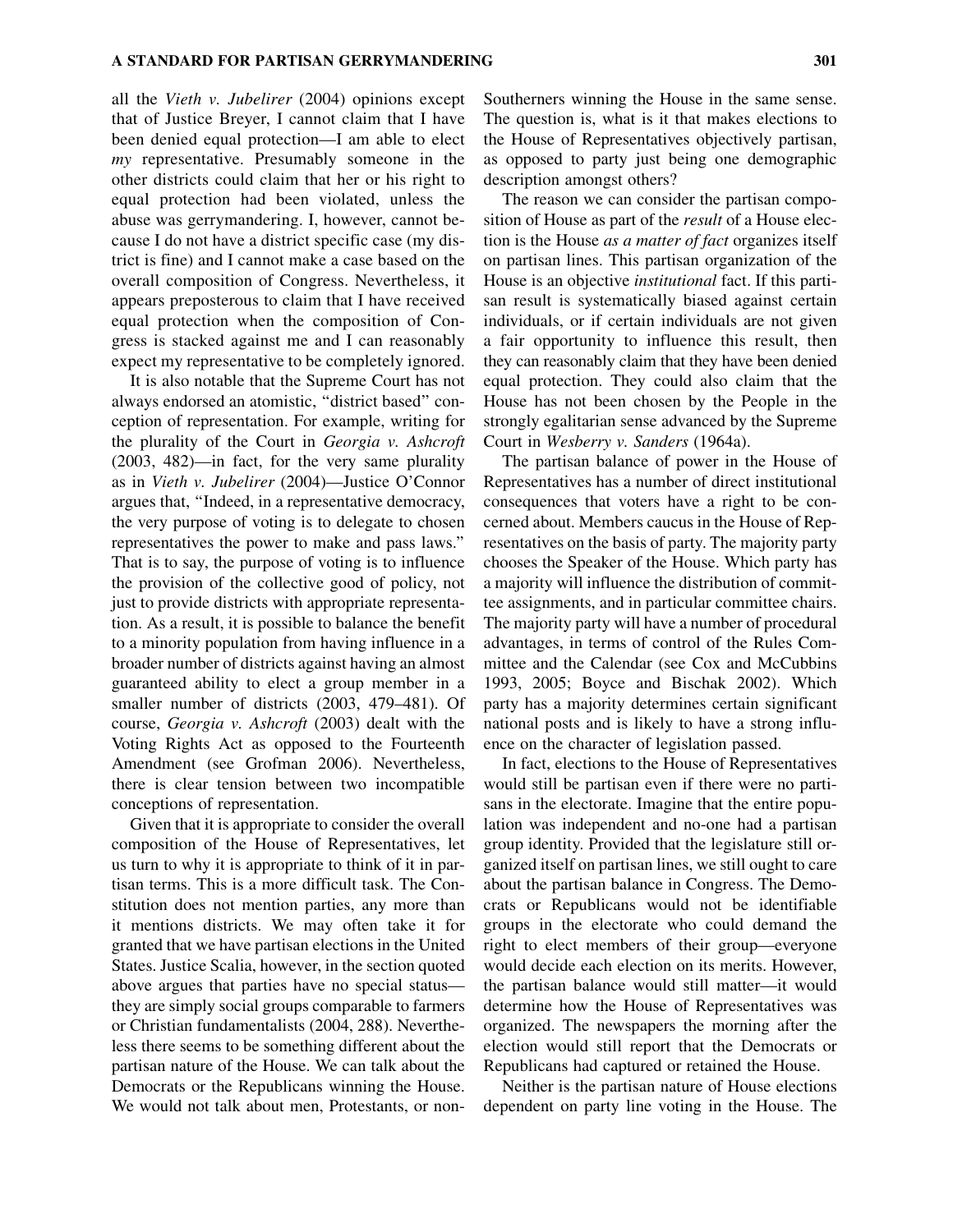all the *Vieth v. Jubelirer* (2004) opinions except that of Justice Breyer, I cannot claim that I have been denied equal protection—I am able to elect *my* representative. Presumably someone in the other districts could claim that her or his right to equal protection had been violated, unless the abuse was gerrymandering. I, however, cannot because I do not have a district specific case (my district is fine) and I cannot make a case based on the overall composition of Congress. Nevertheless, it appears preposterous to claim that I have received equal protection when the composition of Congress is stacked against me and I can reasonably expect my representative to be completely ignored.

It is also notable that the Supreme Court has not always endorsed an atomistic, "district based" conception of representation. For example, writing for the plurality of the Court in *Georgia v. Ashcroft* (2003, 482)—in fact, for the very same plurality as in *Vieth v. Jubelirer* (2004)—Justice O'Connor argues that, "Indeed, in a representative democracy, the very purpose of voting is to delegate to chosen representatives the power to make and pass laws." That is to say, the purpose of voting is to influence the provision of the collective good of policy, not just to provide districts with appropriate representation. As a result, it is possible to balance the benefit to a minority population from having influence in a broader number of districts against having an almost guaranteed ability to elect a group member in a smaller number of districts (2003, 479–481). Of course, *Georgia v. Ashcroft* (2003) dealt with the Voting Rights Act as opposed to the Fourteenth Amendment (see Grofman 2006). Nevertheless, there is clear tension between two incompatible conceptions of representation.

Given that it is appropriate to consider the overall composition of the House of Representatives, let us turn to why it is appropriate to think of it in partisan terms. This is a more difficult task. The Constitution does not mention parties, any more than it mentions districts. We may often take it for granted that we have partisan elections in the United States. Justice Scalia, however, in the section quoted above argues that parties have no special status—they are simply social groups comparable to farmers or Christian fundamentalists (2004, 288). Nevertheless there seems to be something different about the partisan nature of the House. We can talk about the Democrats or the Republicans winning the House. We would not talk about men, Protestants, or non-Southerners winning the House in the same sense. The question is, what is it that makes elections to the House of Representatives objectively partisan, as opposed to party just being one demographic description amongst others?

The reason we can consider the partisan composition of House as part of the *result* of a House election is the House *as a matter of fact* organizes itself on partisan lines. This partisan organization of the House is an objective *institutional* fact. If this partisan result is systematically biased against certain individuals, or if certain individuals are not given a fair opportunity to influence this result, then they can reasonably claim that they have been denied equal protection. They could also claim that the House has not been chosen by the People in the strongly egalitarian sense advanced by the Supreme Court in *Wesberry v. Sanders* (1964a).

The partisan balance of power in the House of Representatives has a number of direct institutional consequences that voters have a right to be concerned about. Members caucus in the House of Representatives on the basis of party. The majority party chooses the Speaker of the House. Which party has a majority will influence the distribution of committee assignments, and in particular committee chairs. The majority party will have a number of procedural advantages, in terms of control of the Rules Committee and the Calendar (see Cox and McCubbins 1993, 2005; Boyce and Bischak 2002). Which party has a majority determines certain significant national posts and is likely to have a strong influence on the character of legislation passed.

In fact, elections to the House of Representatives would still be partisan even if there were no partisans in the electorate. Imagine that the entire population was independent and no-one had a partisan group identity. Provided that the legislature still organized itself on partisan lines, we still ought to care about the partisan balance in Congress. The Democrats or Republicans would not be identifiable groups in the electorate who could demand the right to elect members of their group—everyone would decide each election on its merits. However, the partisan balance would still matter—it would determine how the House of Representatives was organized. The newspapers the morning after the election would still report that the Democrats or Republicans had captured or retained the House.

Neither is the partisan nature of House elections dependent on party line voting in the House. The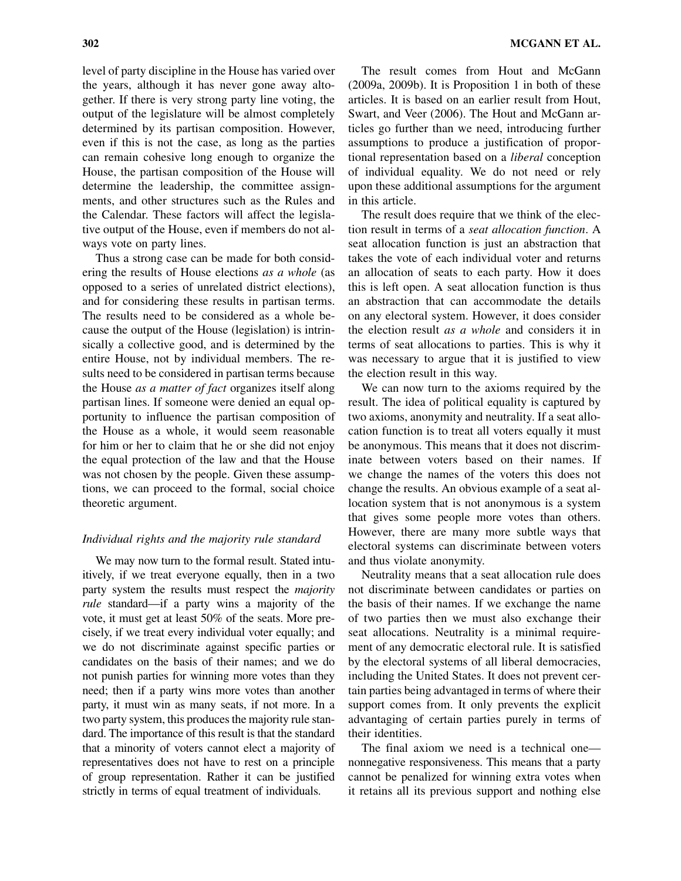level of party discipline in the House has varied over the years, although it has never gone away altogether. If there is very strong party line voting, the output of the legislature will be almost completely determined by its partisan composition. However, even if this is not the case, as long as the parties can remain cohesive long enough to organize the House, the partisan composition of the House will determine the leadership, the committee assignments, and other structures such as the Rules and the Calendar. These factors will affect the legislative output of the House, even if members do not always vote on party lines.

Thus a strong case can be made for both considering the results of House elections *as a whole* (as opposed to a series of unrelated district elections), and for considering these results in partisan terms. The results need to be considered as a whole because the output of the House (legislation) is intrinsically a collective good, and is determined by the entire House, not by individual members. The results need to be considered in partisan terms because the House *as a matter of fact* organizes itself along partisan lines. If someone were denied an equal opportunity to influence the partisan composition of the House as a whole, it would seem reasonable for him or her to claim that he or she did not enjoy the equal protection of the law and that the House was not chosen by the people. Given these assumptions, we can proceed to the formal, social choice theoretic argument.

### *Individual rights and the majority rule standard*

We may now turn to the formal result. Stated intuitively, if we treat everyone equally, then in a two party system the results must respect the *majority rule* standard—if a party wins a majority of the vote, it must get at least 50% of the seats. More precisely, if we treat every individual voter equally; and we do not discriminate against specific parties or candidates on the basis of their names; and we do not punish parties for winning more votes than they need; then if a party wins more votes than another party, it must win as many seats, if not more. In a two party system, this produces the majority rule standard. The importance of this result is that the standard that a minority of voters cannot elect a majority of representatives does not have to rest on a principle of group representation. Rather it can be justified strictly in terms of equal treatment of individuals.

The result comes from Hout and McGann (2009a, 2009b). It is Proposition 1 in both of these articles. It is based on an earlier result from Hout, Swart, and Veer (2006). The Hout and McGann articles go further than we need, introducing further assumptions to produce a justification of proportional representation based on a *liberal* conception of individual equality. We do not need or rely upon these additional assumptions for the argument in this article.

The result does require that we think of the election result in terms of a *seat allocation function*. A seat allocation function is just an abstraction that takes the vote of each individual voter and returns an allocation of seats to each party. How it does this is left open. A seat allocation function is thus an abstraction that can accommodate the details on any electoral system. However, it does consider the election result *as a whole* and considers it in terms of seat allocations to parties. This is why it was necessary to argue that it is justified to view the election result in this way.

We can now turn to the axioms required by the result. The idea of political equality is captured by two axioms, anonymity and neutrality. If a seat allocation function is to treat all voters equally it must be anonymous. This means that it does not discriminate between voters based on their names. If we change the names of the voters this does not change the results. An obvious example of a seat allocation system that is not anonymous is a system that gives some people more votes than others. However, there are many more subtle ways that electoral systems can discriminate between voters and thus violate anonymity.

Neutrality means that a seat allocation rule does not discriminate between candidates or parties on the basis of their names. If we exchange the name of two parties then we must also exchange their seat allocations. Neutrality is a minimal requirement of any democratic electoral rule. It is satisfied by the electoral systems of all liberal democracies, including the United States. It does not prevent certain parties being advantaged in terms of where their support comes from. It only prevents the explicit advantaging of certain parties purely in terms of their identities.

The final axiom we need is a technical one—nonnegative responsiveness. This means that a party cannot be penalized for winning extra votes when it retains all its previous support and nothing else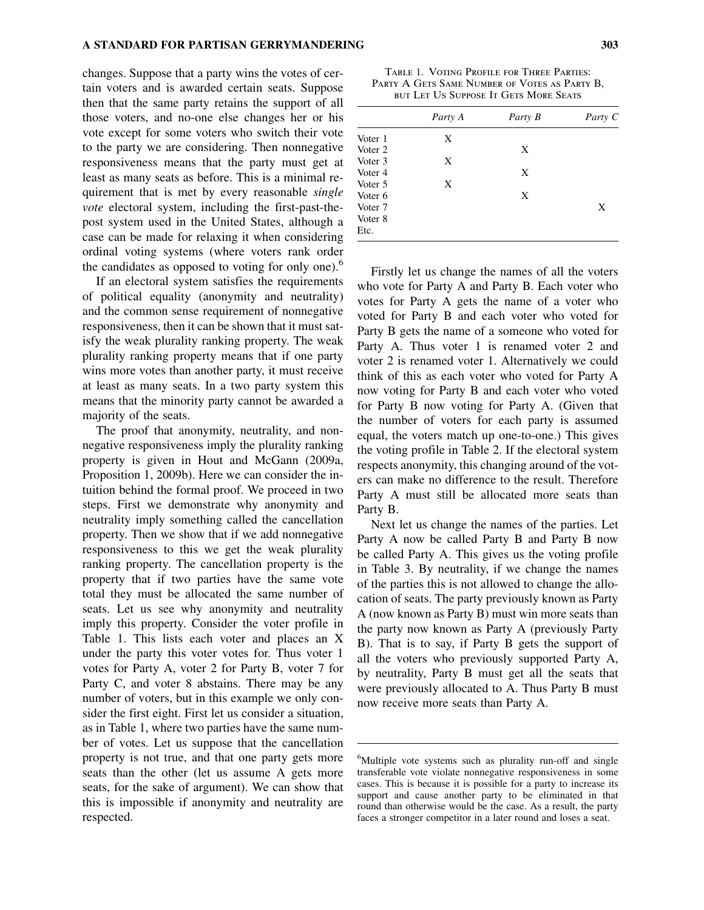changes. Suppose that a party wins the votes of certain voters and is awarded certain seats. Suppose then that the same party retains the support of all those voters, and no-one else changes her or his vote except for some voters who switch their vote to the party we are considering. Then nonnegative responsiveness means that the party must get at least as many seats as before. This is a minimal requirement that is met by every reasonable *single vote* electoral system, including the first-past-the-post system used in the United States, although a case can be made for relaxing it when considering ordinal voting systems (where voters rank order the candidates as opposed to voting for only one).[6]

If an electoral system satisfies the requirements of political equality (anonymity and neutrality) and the common sense requirement of nonnegative responsiveness, then it can be shown that it must satisfy the weak plurality ranking property. The weak plurality ranking property means that if one party wins more votes than another party, it must receive at least as many seats. In a two party system this means that the minority party cannot be awarded a majority of the seats.

The proof that anonymity, neutrality, and nonnegative responsiveness imply the plurality ranking property is given in Hout and McGann (2009a, Proposition 1, 2009b). Here we can consider the intuition behind the formal proof. We proceed in two steps. First we demonstrate why anonymity and neutrality imply something called the cancellation property. Then we show that if we add nonnegative responsiveness to this we get the weak plurality ranking property. The cancellation property is the property that if two parties have the same vote total they must be allocated the same number of seats. Let us see why anonymity and neutrality imply this property. Consider the voter profile in Table 1. This lists each voter and places an X under the party this voter votes for. Thus voter 1 votes for Party A, voter 2 for Party B, voter 7 for Party C, and voter 8 abstains. There may be any number of voters, but in this example we only consider the first eight. First let us consider a situation, as in Table 1, where two parties have the same number of votes. Let us suppose that the cancellation property is not true, and that one party gets more seats than the other (let us assume A gets more seats, for the sake of argument). We can show that this is impossible if anonymity and neutrality are respected.

Table 1. Voting Profile for Three Parties: Party A Gets Same Number of Votes as Party B, but Let Us Suppose It Gets More Seats

| | *Party A* | *Party B* | *Party C* |
|---|---|---|---|
| Voter 1 | X | | |
| Voter 2 | | X | |
| Voter 3 | X | | |
| Voter 4 | | X | |
| Voter 5 | X | | |
| Voter 6 | | X | |
| Voter 7 | | | X |
| Voter 8 | | | |
| Etc. | | | |

Firstly let us change the names of all the voters who vote for Party A and Party B. Each voter who votes for Party A gets the name of a voter who voted for Party B and each voter who voted for Party B gets the name of a someone who voted for Party A. Thus voter 1 is renamed voter 2 and voter 2 is renamed voter 1. Alternatively we could think of this as each voter who voted for Party A now voting for Party B and each voter who voted for Party B now voting for Party A. (Given that the number of voters for each party is assumed equal, the voters match up one-to-one.) This gives the voting profile in Table 2. If the electoral system respects anonymity, this changing around of the voters can make no difference to the result. Therefore Party A must still be allocated more seats than Party B.

Next let us change the names of the parties. Let Party A now be called Party B and Party B now be called Party A. This gives us the voting profile in Table 3. By neutrality, if we change the names of the parties this is not allowed to change the allocation of seats. The party previously known as Party A (now known as Party B) must win more seats than the party now known as Party A (previously Party B). That is to say, if Party B gets the support of all the voters who previously supported Party A, by neutrality, Party B must get all the seats that were previously allocated to A. Thus Party B must now receive more seats than Party A.

---

[6] Multiple vote systems such as plurality run-off and single transferable vote violate nonnegative responsiveness in some cases. This is because it is possible for a party to increase its support and cause another party to be eliminated in that round than otherwise would be the case. As a result, the party faces a stronger competitor in a later round and loses a seat.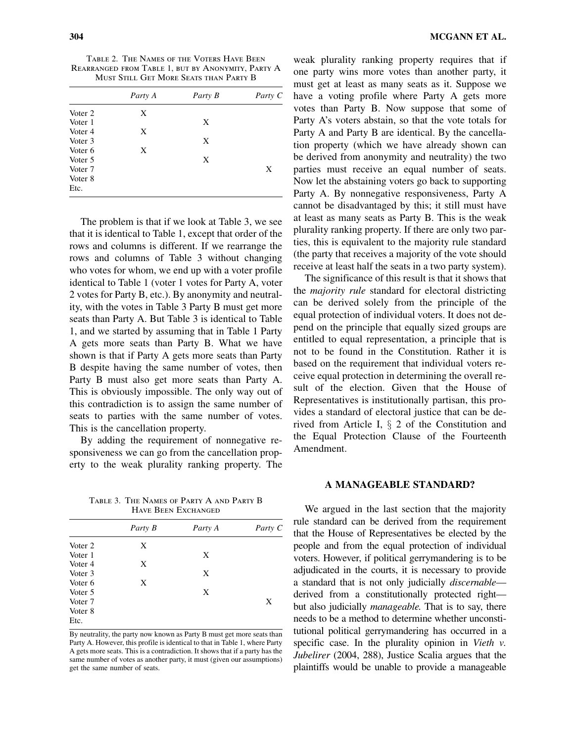Table 2. The Names of the Voters Have Been Rearranged from Table 1, but by Anonymity, Party A Must Still Get More Seats than Party B

| | *Party A* | *Party B* | *Party C* |
|---|---|---|---|
| Voter 2 | X | | |
| Voter 1 | | X | |
| Voter 4 | X | | |
| Voter 3 | | X | |
| Voter 6 | X | | |
| Voter 5 | | X | |
| Voter 7 | | | X |
| Voter 8 | | | |
| Etc. | | | |

The problem is that if we look at Table 3, we see that it is identical to Table 1, except that order of the rows and columns is different. If we rearrange the rows and columns of Table 3 without changing who votes for whom, we end up with a voter profile identical to Table 1 (voter 1 votes for Party A, voter 2 votes for Party B, etc.). By anonymity and neutrality, with the votes in Table 3 Party B must get more seats than Party A. But Table 3 is identical to Table 1, and we started by assuming that in Table 1 Party A gets more seats than Party B. What we have shown is that if Party A gets more seats than Party B despite having the same number of votes, then Party B must also get more seats than Party A. This is obviously impossible. The only way out of this contradiction is to assign the same number of seats to parties with the same number of votes. This is the cancellation property.

By adding the requirement of nonnegative responsiveness we can go from the cancellation property to the weak plurality ranking property. The weak plurality ranking property requires that if one party wins more votes than another party, it must get at least as many seats as it. Suppose we have a voting profile where Party A gets more votes than Party B. Now suppose that some of Party A's voters abstain, so that the vote totals for Party A and Party B are identical. By the cancellation property (which we have already shown can be derived from anonymity and neutrality) the two parties must receive an equal number of seats. Now let the abstaining voters go back to supporting Party A. By nonnegative responsiveness, Party A cannot be disadvantaged by this; it still must have at least as many seats as Party B. This is the weak plurality ranking property. If there are only two parties, this is equivalent to the majority rule standard (the party that receives a majority of the vote should receive at least half the seats in a two party system).

The significance of this result is that it shows that the *majority rule* standard for electoral districting can be derived solely from the principle of the equal protection of individual voters. It does not depend on the principle that equally sized groups are entitled to equal representation, a principle that is not to be found in the Constitution. Rather it is based on the requirement that individual voters receive equal protection in determining the overall result of the election. Given that the House of Representatives is institutionally partisan, this provides a standard of electoral justice that can be derived from Article I, § 2 of the Constitution and the Equal Protection Clause of the Fourteenth Amendment.

Table 3. The Names of Party A and Party B Have Been Exchanged

| | *Party B* | *Party A* | *Party C* |
|---|---|---|---|
| Voter 2 | X | | |
| Voter 1 | | X | |
| Voter 4 | X | | |
| Voter 3 | | X | |
| Voter 6 | X | | |
| Voter 5 | | X | |
| Voter 7 | | | X |
| Voter 8 | | | |
| Etc. | | | |

By neutrality, the party now known as Party B must get more seats than Party A. However, this profile is identical to that in Table 1, where Party A gets more seats. This is a contradiction. It shows that if a party has the same number of votes as another party, it must (given our assumptions) get the same number of seats.

## A MANAGEABLE STANDARD?

We argued in the last section that the majority rule standard can be derived from the requirement that the House of Representatives be elected by the people and from the equal protection of individual voters. However, if political gerrymandering is to be adjudicated in the courts, it is necessary to provide a standard that is not only judicially *discernable*—derived from a constitutionally protected right—but also judicially *manageable.* That is to say, there needs to be a method to determine whether unconstitutional political gerrymandering has occurred in a specific case. In the plurality opinion in *Vieth v. Jubelirer* (2004, 288), Justice Scalia argues that the plaintiffs would be unable to provide a manageable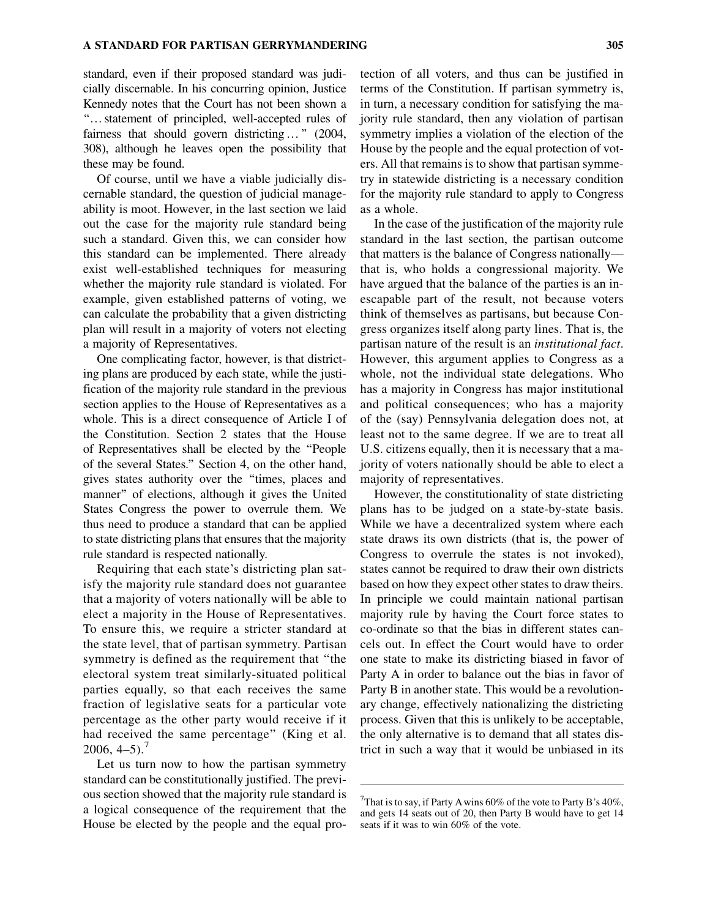standard, even if their proposed standard was judicially discernable. In his concurring opinion, Justice Kennedy notes that the Court has not been shown a "… statement of principled, well-accepted rules of fairness that should govern districting … " (2004, 308), although he leaves open the possibility that these may be found.

Of course, until we have a viable judicially discernable standard, the question of judicial manageability is moot. However, in the last section we laid out the case for the majority rule standard being such a standard. Given this, we can consider how this standard can be implemented. There already exist well-established techniques for measuring whether the majority rule standard is violated. For example, given established patterns of voting, we can calculate the probability that a given districting plan will result in a majority of voters not electing a majority of Representatives.

One complicating factor, however, is that districting plans are produced by each state, while the justification of the majority rule standard in the previous section applies to the House of Representatives as a whole. This is a direct consequence of Article I of the Constitution. Section 2 states that the House of Representatives shall be elected by the "People of the several States." Section 4, on the other hand, gives states authority over the "times, places and manner" of elections, although it gives the United States Congress the power to overrule them. We thus need to produce a standard that can be applied to state districting plans that ensures that the majority rule standard is respected nationally.

Requiring that each state's districting plan satisfy the majority rule standard does not guarantee that a majority of voters nationally will be able to elect a majority in the House of Representatives. To ensure this, we require a stricter standard at the state level, that of partisan symmetry. Partisan symmetry is defined as the requirement that "the electoral system treat similarly-situated political parties equally, so that each receives the same fraction of legislative seats for a particular vote percentage as the other party would receive if it had received the same percentage" (King et al. 2006, 4–5).[7]

Let us turn now to how the partisan symmetry standard can be constitutionally justified. The previous section showed that the majority rule standard is a logical consequence of the requirement that the House be elected by the people and the equal protection of all voters, and thus can be justified in terms of the Constitution. If partisan symmetry is, in turn, a necessary condition for satisfying the majority rule standard, then any violation of partisan symmetry implies a violation of the election of the House by the people and the equal protection of voters. All that remains is to show that partisan symmetry in statewide districting is a necessary condition for the majority rule standard to apply to Congress as a whole.

In the case of the justification of the majority rule standard in the last section, the partisan outcome that matters is the balance of Congress nationally—that is, who holds a congressional majority. We have argued that the balance of the parties is an inescapable part of the result, not because voters think of themselves as partisans, but because Congress organizes itself along party lines. That is, the partisan nature of the result is an *institutional fact*. However, this argument applies to Congress as a whole, not the individual state delegations. Who has a majority in Congress has major institutional and political consequences; who has a majority of the (say) Pennsylvania delegation does not, at least not to the same degree. If we are to treat all U.S. citizens equally, then it is necessary that a majority of voters nationally should be able to elect a majority of representatives.

However, the constitutionality of state districting plans has to be judged on a state-by-state basis. While we have a decentralized system where each state draws its own districts (that is, the power of Congress to overrule the states is not invoked), states cannot be required to draw their own districts based on how they expect other states to draw theirs. In principle we could maintain national partisan majority rule by having the Court force states to co-ordinate so that the bias in different states cancels out. In effect the Court would have to order one state to make its districting biased in favor of Party A in order to balance out the bias in favor of Party B in another state. This would be a revolutionary change, effectively nationalizing the districting process. Given that this is unlikely to be acceptable, the only alternative is to demand that all states district in such a way that it would be unbiased in its

[7] That is to say, if Party A wins 60% of the vote to Party B's 40%, and gets 14 seats out of 20, then Party B would have to get 14 seats if it was to win 60% of the vote.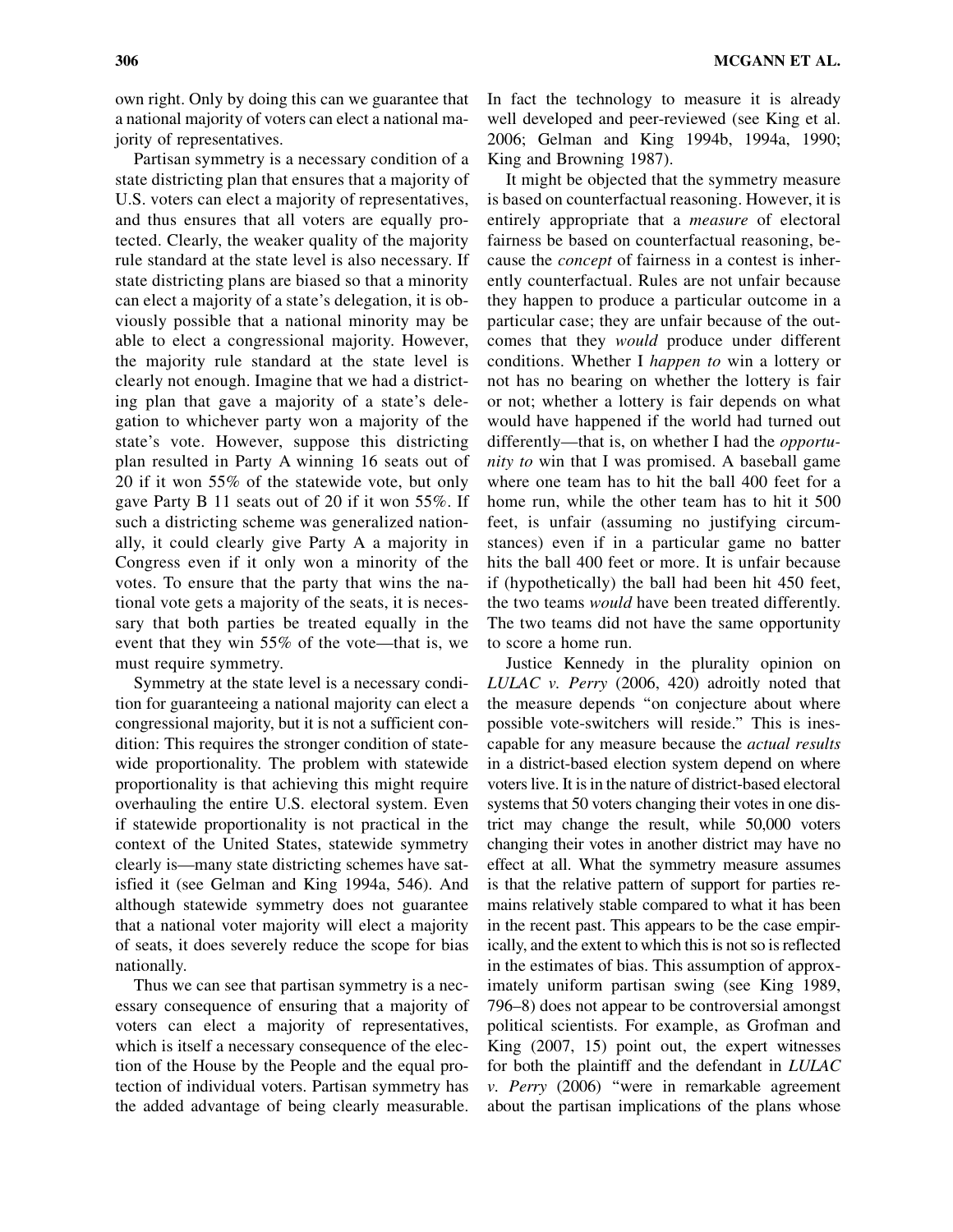own right. Only by doing this can we guarantee that a national majority of voters can elect a national majority of representatives.

Partisan symmetry is a necessary condition of a state districting plan that ensures that a majority of U.S. voters can elect a majority of representatives, and thus ensures that all voters are equally protected. Clearly, the weaker quality of the majority rule standard at the state level is also necessary. If state districting plans are biased so that a minority can elect a majority of a state's delegation, it is obviously possible that a national minority may be able to elect a congressional majority. However, the majority rule standard at the state level is clearly not enough. Imagine that we had a districting plan that gave a majority of a state's delegation to whichever party won a majority of the state's vote. However, suppose this districting plan resulted in Party A winning 16 seats out of 20 if it won 55% of the statewide vote, but only gave Party B 11 seats out of 20 if it won 55%. If such a districting scheme was generalized nationally, it could clearly give Party A a majority in Congress even if it only won a minority of the votes. To ensure that the party that wins the national vote gets a majority of the seats, it is necessary that both parties be treated equally in the event that they win 55% of the vote—that is, we must require symmetry.

Symmetry at the state level is a necessary condition for guaranteeing a national majority can elect a congressional majority, but it is not a sufficient condition: This requires the stronger condition of statewide proportionality. The problem with statewide proportionality is that achieving this might require overhauling the entire U.S. electoral system. Even if statewide proportionality is not practical in the context of the United States, statewide symmetry clearly is—many state districting schemes have satisfied it (see Gelman and King 1994a, 546). And although statewide symmetry does not guarantee that a national voter majority will elect a majority of seats, it does severely reduce the scope for bias nationally.

Thus we can see that partisan symmetry is a necessary consequence of ensuring that a majority of voters can elect a majority of representatives, which is itself a necessary consequence of the election of the House by the People and the equal protection of individual voters. Partisan symmetry has the added advantage of being clearly measurable. In fact the technology to measure it is already well developed and peer-reviewed (see King et al. 2006; Gelman and King 1994b, 1994a, 1990; King and Browning 1987).

It might be objected that the symmetry measure is based on counterfactual reasoning. However, it is entirely appropriate that a *measure* of electoral fairness be based on counterfactual reasoning, because the *concept* of fairness in a contest is inherently counterfactual. Rules are not unfair because they happen to produce a particular outcome in a particular case; they are unfair because of the outcomes that they *would* produce under different conditions. Whether I *happen to* win a lottery or not has no bearing on whether the lottery is fair or not; whether a lottery is fair depends on what would have happened if the world had turned out differently—that is, on whether I had the *opportunity to* win that I was promised. A baseball game where one team has to hit the ball 400 feet for a home run, while the other team has to hit it 500 feet, is unfair (assuming no justifying circumstances) even if in a particular game no batter hits the ball 400 feet or more. It is unfair because if (hypothetically) the ball had been hit 450 feet, the two teams *would* have been treated differently. The two teams did not have the same opportunity to score a home run.

Justice Kennedy in the plurality opinion on *LULAC v. Perry* (2006, 420) adroitly noted that the measure depends "on conjecture about where possible vote-switchers will reside." This is inescapable for any measure because the *actual results* in a district-based election system depend on where voters live. It is in the nature of district-based electoral systems that 50 voters changing their votes in one district may change the result, while 50,000 voters changing their votes in another district may have no effect at all. What the symmetry measure assumes is that the relative pattern of support for parties remains relatively stable compared to what it has been in the recent past. This appears to be the case empirically, and the extent to which this is not so is reflected in the estimates of bias. This assumption of approximately uniform partisan swing (see King 1989, 796–8) does not appear to be controversial amongst political scientists. For example, as Grofman and King (2007, 15) point out, the expert witnesses for both the plaintiff and the defendant in *LULAC v. Perry* (2006) "were in remarkable agreement about the partisan implications of the plans whose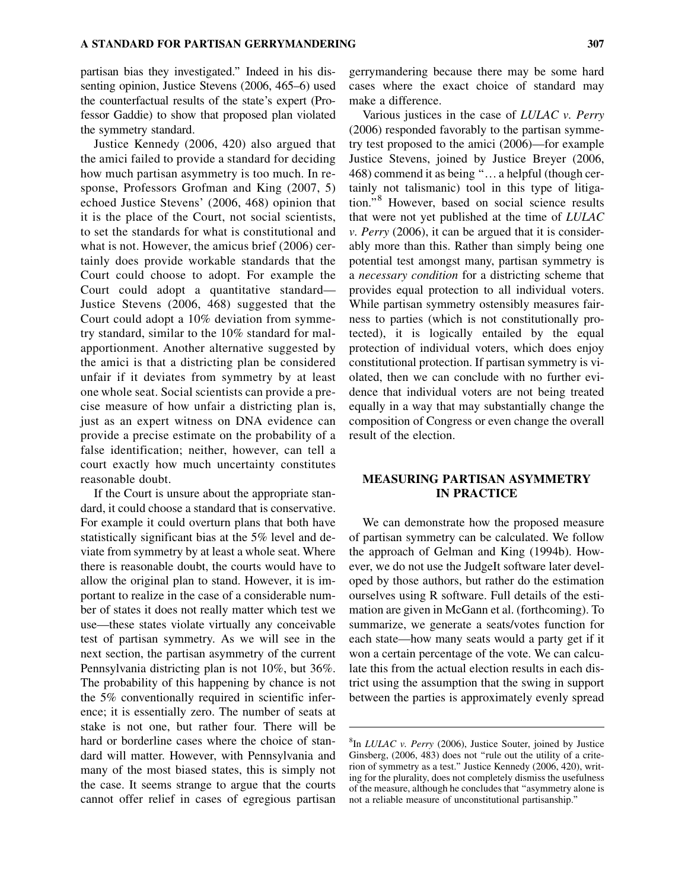partisan bias they investigated." Indeed in his dissenting opinion, Justice Stevens (2006, 465–6) used the counterfactual results of the state's expert (Professor Gaddie) to show that proposed plan violated the symmetry standard.

Justice Kennedy (2006, 420) also argued that the amici failed to provide a standard for deciding how much partisan asymmetry is too much. In response, Professors Grofman and King (2007, 5) echoed Justice Stevens' (2006, 468) opinion that it is the place of the Court, not social scientists, to set the standards for what is constitutional and what is not. However, the amicus brief (2006) certainly does provide workable standards that the Court could choose to adopt. For example the Court could adopt a quantitative standard—Justice Stevens (2006, 468) suggested that the Court could adopt a 10% deviation from symmetry standard, similar to the 10% standard for malapportionment. Another alternative suggested by the amici is that a districting plan be considered unfair if it deviates from symmetry by at least one whole seat. Social scientists can provide a precise measure of how unfair a districting plan is, just as an expert witness on DNA evidence can provide a precise estimate on the probability of a false identification; neither, however, can tell a court exactly how much uncertainty constitutes reasonable doubt.

If the Court is unsure about the appropriate standard, it could choose a standard that is conservative. For example it could overturn plans that both have statistically significant bias at the 5% level and deviate from symmetry by at least a whole seat. Where there is reasonable doubt, the courts would have to allow the original plan to stand. However, it is important to realize in the case of a considerable number of states it does not really matter which test we use—these states violate virtually any conceivable test of partisan symmetry. As we will see in the next section, the partisan asymmetry of the current Pennsylvania districting plan is not 10%, but 36%. The probability of this happening by chance is not the 5% conventionally required in scientific inference; it is essentially zero. The number of seats at stake is not one, but rather four. There will be hard or borderline cases where the choice of standard will matter. However, with Pennsylvania and many of the most biased states, this is simply not the case. It seems strange to argue that the courts cannot offer relief in cases of egregious partisan gerrymandering because there may be some hard cases where the exact choice of standard may make a difference.

Various justices in the case of *LULAC v. Perry* (2006) responded favorably to the partisan symmetry test proposed to the amici (2006)—for example Justice Stevens, joined by Justice Breyer (2006, 468) commend it as being "… a helpful (though certainly not talismanic) tool in this type of litigation."[8] However, based on social science results that were not yet published at the time of *LULAC v. Perry* (2006), it can be argued that it is considerably more than this. Rather than simply being one potential test amongst many, partisan symmetry is a *necessary condition* for a districting scheme that provides equal protection to all individual voters. While partisan symmetry ostensibly measures fairness to parties (which is not constitutionally protected), it is logically entailed by the equal protection of individual voters, which does enjoy constitutional protection. If partisan symmetry is violated, then we can conclude with no further evidence that individual voters are not being treated equally in a way that may substantially change the composition of Congress or even change the overall result of the election.

## MEASURING PARTISAN ASYMMETRY IN PRACTICE

We can demonstrate how the proposed measure of partisan symmetry can be calculated. We follow the approach of Gelman and King (1994b). However, we do not use the JudgeIt software later developed by those authors, but rather do the estimation ourselves using R software. Full details of the estimation are given in McGann et al. (forthcoming). To summarize, we generate a seats/votes function for each state—how many seats would a party get if it won a certain percentage of the vote. We can calculate this from the actual election results in each district using the assumption that the swing in support between the parties is approximately evenly spread

[8]In *LULAC v. Perry* (2006), Justice Souter, joined by Justice Ginsberg, (2006, 483) does not "rule out the utility of a criterion of symmetry as a test." Justice Kennedy (2006, 420), writing for the plurality, does not completely dismiss the usefulness of the measure, although he concludes that "asymmetry alone is not a reliable measure of unconstitutional partisanship."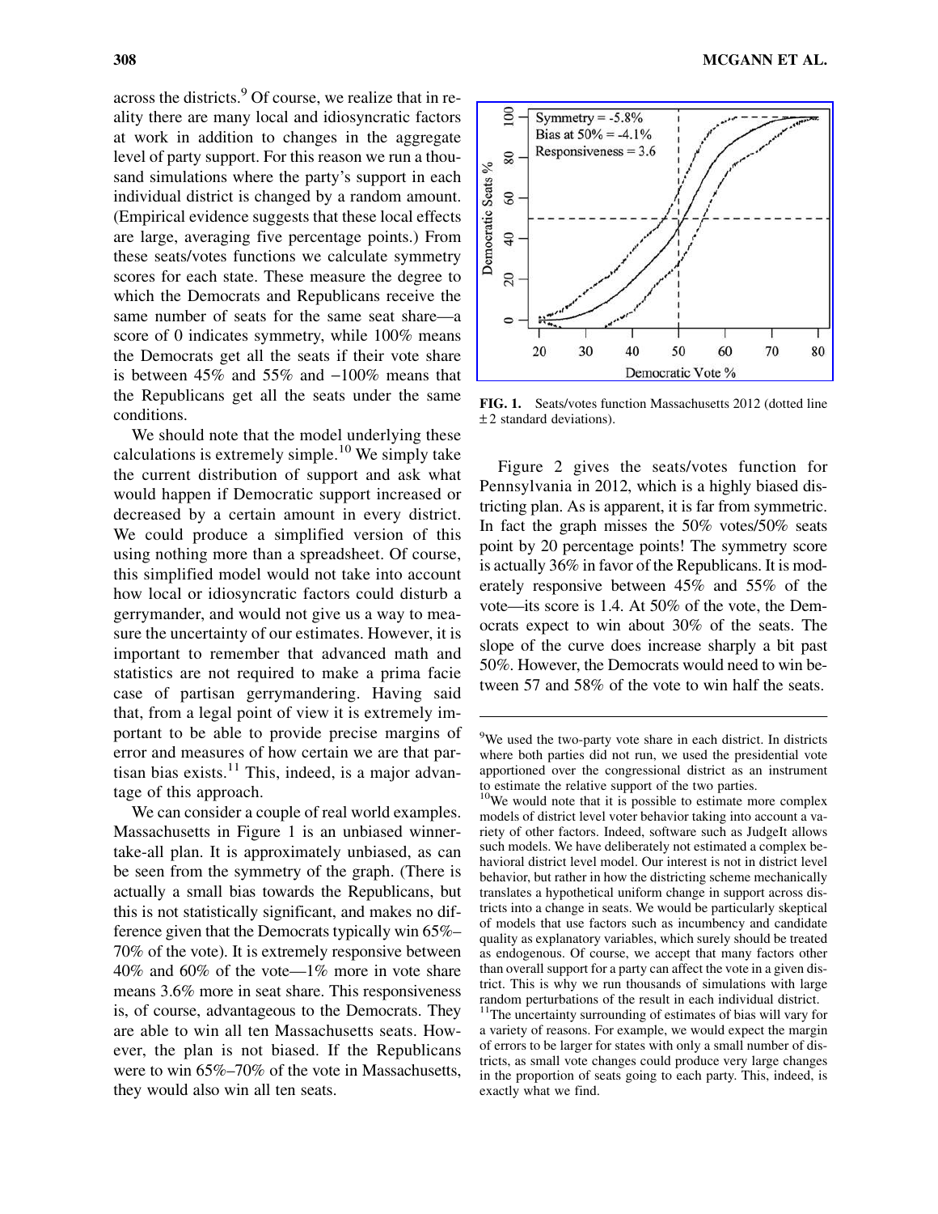across the districts.[9] Of course, we realize that in reality there are many local and idiosyncratic factors at work in addition to changes in the aggregate level of party support. For this reason we run a thousand simulations where the party's support in each individual district is changed by a random amount. (Empirical evidence suggests that these local effects are large, averaging five percentage points.) From these seats/votes functions we calculate symmetry scores for each state. These measure the degree to which the Democrats and Republicans receive the same number of seats for the same seat share—a score of 0 indicates symmetry, while 100% means the Democrats get all the seats if their vote share is between 45% and 55% and −100% means that the Republicans get all the seats under the same conditions.

We should note that the model underlying these calculations is extremely simple.[10] We simply take the current distribution of support and ask what would happen if Democratic support increased or decreased by a certain amount in every district. We could produce a simplified version of this using nothing more than a spreadsheet. Of course, this simplified model would not take into account how local or idiosyncratic factors could disturb a gerrymander, and would not give us a way to measure the uncertainty of our estimates. However, it is important to remember that advanced math and statistics are not required to make a prima facie case of partisan gerrymandering. Having said that, from a legal point of view it is extremely important to be able to provide precise margins of error and measures of how certain we are that partisan bias exists.[11] This, indeed, is a major advantage of this approach.

We can consider a couple of real world examples. Massachusetts in Figure 1 is an unbiased winner-take-all plan. It is approximately unbiased, as can be seen from the symmetry of the graph. (There is actually a small bias towards the Republicans, but this is not statistically significant, and makes no difference given that the Democrats typically win 65%–70% of the vote). It is extremely responsive between 40% and 60% of the vote—1% more in vote share means 3.6% more in seat share. This responsiveness is, of course, advantageous to the Democrats. They are able to win all ten Massachusetts seats. However, the plan is not biased. If the Republicans were to win 65%–70% of the vote in Massachusetts, they would also win all ten seats.

Symmetry = -5.8%
Bias at 50% = -4.1%
Responsiveness = 3.6
Democratic Seats %
0
20
40
60
80
100
Democratic Vote %
20
30
40
50
60
70
80

**FIG. 1.** Seats/votes function Massachusetts 2012 (dotted line ±2 standard deviations).

Figure 2 gives the seats/votes function for Pennsylvania in 2012, which is a highly biased districting plan. As is apparent, it is far from symmetric. In fact the graph misses the 50% votes/50% seats point by 20 percentage points! The symmetry score is actually 36% in favor of the Republicans. It is moderately responsive between 45% and 55% of the vote—its score is 1.4. At 50% of the vote, the Democrats expect to win about 30% of the seats. The slope of the curve does increase sharply a bit past 50%. However, the Democrats would need to win between 57 and 58% of the vote to win half the seats.

---

[9] We used the two-party vote share in each district. In districts where both parties did not run, we used the presidential vote apportioned over the congressional district as an instrument to estimate the relative support of the two parties.

[10] We would note that it is possible to estimate more complex models of district level voter behavior taking into account a variety of other factors. Indeed, software such as JudgeIt allows such models. We have deliberately not estimated a complex behavioral district level model. Our interest is not in district level behavior, but rather in how the districting scheme mechanically translates a hypothetical uniform change in support across districts into a change in seats. We would be particularly skeptical of models that use factors such as incumbency and candidate quality as explanatory variables, which surely should be treated as endogenous. Of course, we accept that many factors other than overall support for a party can affect the vote in a given district. This is why we run thousands of simulations with large random perturbations of the result in each individual district.

[11] The uncertainty surrounding of estimates of bias will vary for a variety of reasons. For example, we would expect the margin of errors to be larger for states with only a small number of districts, as small vote changes could produce very large changes in the proportion of seats going to each party. This, indeed, is exactly what we find.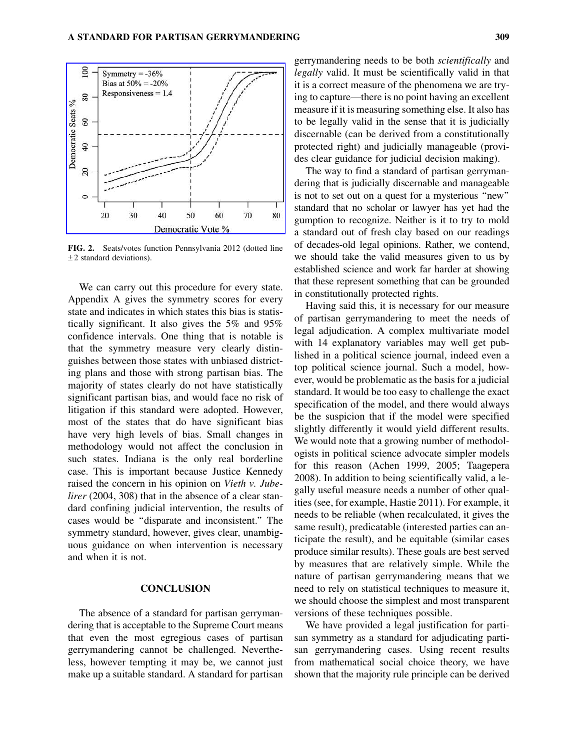Symmetry = -36%
Bias at 50% = -20%
Responsiveness = 1.4

Democratic Seats %

0 20 40 60 80 100

20 30 40 50 60 70 80

Democratic Vote %

**FIG. 2.** Seats/votes function Pennsylvania 2012 (dotted line ± 2 standard deviations).

We can carry out this procedure for every state. Appendix A gives the symmetry scores for every state and indicates in which states this bias is statistically significant. It also gives the 5% and 95% confidence intervals. One thing that is notable is that the symmetry measure very clearly distinguishes between those states with unbiased districting plans and those with strong partisan bias. The majority of states clearly do not have statistically significant partisan bias, and would face no risk of litigation if this standard were adopted. However, most of the states that do have significant bias have very high levels of bias. Small changes in methodology would not affect the conclusion in such states. Indiana is the only real borderline case. This is important because Justice Kennedy raised the concern in his opinion on *Vieth v. Jubelirer* (2004, 308) that in the absence of a clear standard confining judicial intervention, the results of cases would be "disparate and inconsistent." The symmetry standard, however, gives clear, unambiguous guidance on when intervention is necessary and when it is not.

## CONCLUSION

The absence of a standard for partisan gerrymandering that is acceptable to the Supreme Court means that even the most egregious cases of partisan gerrymandering cannot be challenged. Nevertheless, however tempting it may be, we cannot just make up a suitable standard. A standard for partisan gerrymandering needs to be both *scientifically* and *legally* valid. It must be scientifically valid in that it is a correct measure of the phenomena we are trying to capture—there is no point having an excellent measure if it is measuring something else. It also has to be legally valid in the sense that it is judicially discernable (can be derived from a constitutionally protected right) and judicially manageable (provides clear guidance for judicial decision making).

The way to find a standard of partisan gerrymandering that is judicially discernable and manageable is not to set out on a quest for a mysterious "new" standard that no scholar or lawyer has yet had the gumption to recognize. Neither is it to try to mold a standard out of fresh clay based on our readings of decades-old legal opinions. Rather, we contend, we should take the valid measures given to us by established science and work far harder at showing that these represent something that can be grounded in constitutionally protected rights.

Having said this, it is necessary for our measure of partisan gerrymandering to meet the needs of legal adjudication. A complex multivariate model with 14 explanatory variables may well get published in a political science journal, indeed even a top political science journal. Such a model, however, would be problematic as the basis for a judicial standard. It would be too easy to challenge the exact specification of the model, and there would always be the suspicion that if the model were specified slightly differently it would yield different results. We would note that a growing number of methodologists in political science advocate simpler models for this reason (Achen 1999, 2005; Taagepera 2008). In addition to being scientifically valid, a legally useful measure needs a number of other qualities (see, for example, Hastie 2011). For example, it needs to be reliable (when recalculated, it gives the same result), predicatable (interested parties can anticipate the result), and be equitable (similar cases produce similar results). These goals are best served by measures that are relatively simple. While the nature of partisan gerrymandering means that we need to rely on statistical techniques to measure it, we should choose the simplest and most transparent versions of these techniques possible.

We have provided a legal justification for partisan symmetry as a standard for adjudicating partisan gerrymandering cases. Using recent results from mathematical social choice theory, we have shown that the majority rule principle can be derived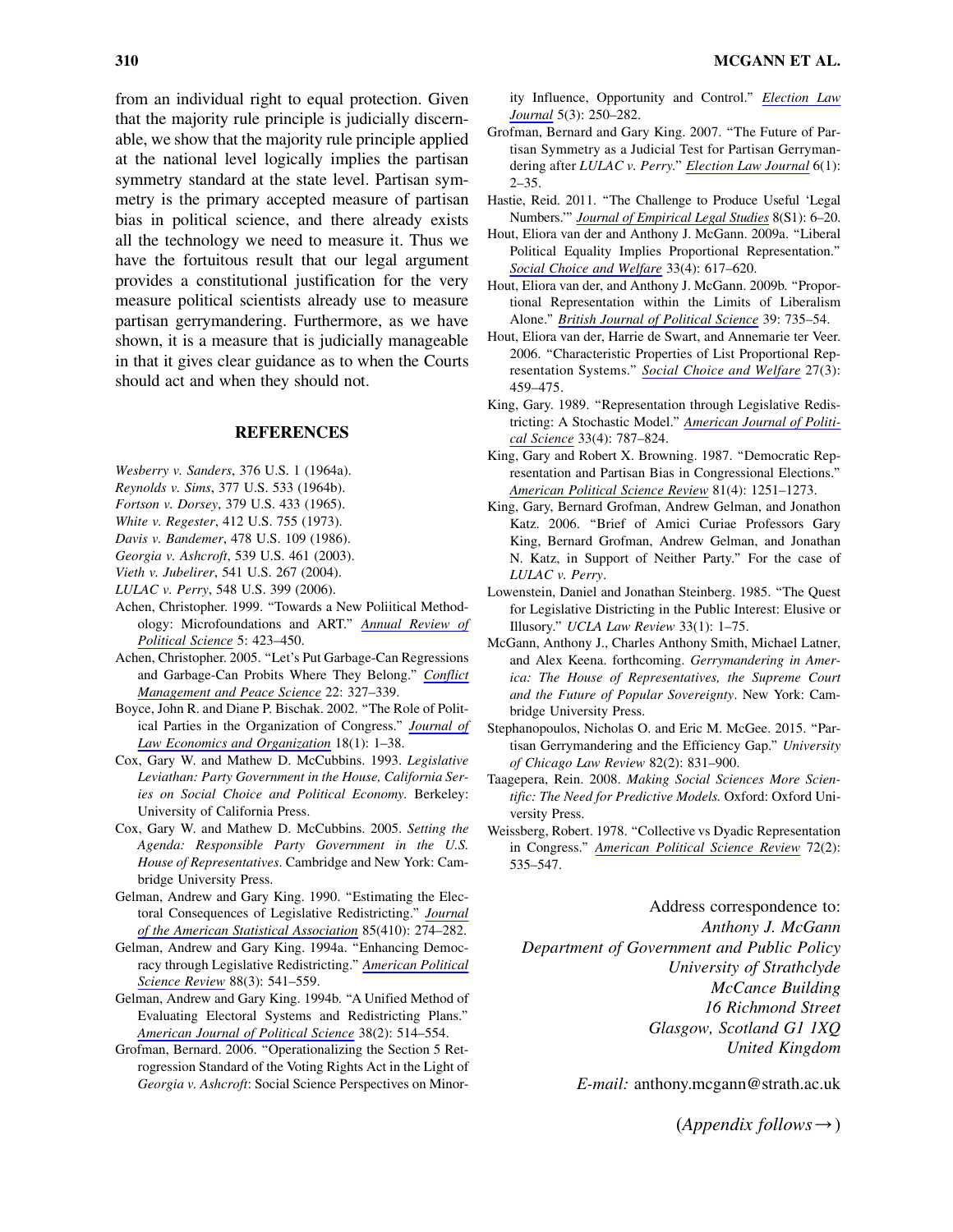from an individual right to equal protection. Given that the majority rule principle is judicially discernable, we show that the majority rule principle applied at the national level logically implies the partisan symmetry standard at the state level. Partisan symmetry is the primary accepted measure of partisan bias in political science, and there already exists all the technology we need to measure it. Thus we have the fortuitous result that our legal argument provides a constitutional justification for the very measure political scientists already use to measure partisan gerrymandering. Furthermore, as we have shown, it is a measure that is judicially manageable in that it gives clear guidance as to when the Courts should act and when they should not.

## REFERENCES

*Wesberry v. Sanders*, 376 U.S. 1 (1964a).

*Reynolds v. Sims*, 377 U.S. 533 (1964b).

*Fortson v. Dorsey*, 379 U.S. 433 (1965).

*White v. Regester*, 412 U.S. 755 (1973).

*Davis v. Bandemer*, 478 U.S. 109 (1986).

*Georgia v. Ashcroft*, 539 U.S. 461 (2003).

*Vieth v. Jubelirer*, 541 U.S. 267 (2004).

*LULAC v. Perry*, 548 U.S. 399 (2006).

Achen, Christopher. 1999. "Towards a New Poliitical Methodology: Microfoundations and ART." *Annual Review of Political Science* 5: 423–450.

Achen, Christopher. 2005. "Let's Put Garbage-Can Regressions and Garbage-Can Probits Where They Belong." *Conflict Management and Peace Science* 22: 327–339.

Boyce, John R. and Diane P. Bischak. 2002. "The Role of Political Parties in the Organization of Congress." *Journal of Law Economics and Organization* 18(1): 1–38.

Cox, Gary W. and Mathew D. McCubbins. 1993. *Legislative Leviathan: Party Government in the House, California Series on Social Choice and Political Economy*. Berkeley: University of California Press.

Cox, Gary W. and Mathew D. McCubbins. 2005. *Setting the Agenda: Responsible Party Government in the U.S. House of Representatives*. Cambridge and New York: Cambridge University Press.

Gelman, Andrew and Gary King. 1990. "Estimating the Electoral Consequences of Legislative Redistricting." *Journal of the American Statistical Association* 85(410): 274–282.

Gelman, Andrew and Gary King. 1994a. "Enhancing Democracy through Legislative Redistricting." *American Political Science Review* 88(3): 541–559.

Gelman, Andrew and Gary King. 1994b. "A Unified Method of Evaluating Electoral Systems and Redistricting Plans." *American Journal of Political Science* 38(2): 514–554.

Grofman, Bernard. 2006. "Operationalizing the Section 5 Retrogression Standard of the Voting Rights Act in the Light of *Georgia v. Ashcroft*: Social Science Perspectives on Minority Influence, Opportunity and Control." *Election Law Journal* 5(3): 250–282.

Grofman, Bernard and Gary King. 2007. "The Future of Partisan Symmetry as a Judicial Test for Partisan Gerrymandering after *LULAC v. Perry*." *Election Law Journal* 6(1): 2–35.

Hastie, Reid. 2011. "The Challenge to Produce Useful 'Legal Numbers.'" *Journal of Empirical Legal Studies* 8(S1): 6–20.

Hout, Eliora van der and Anthony J. McGann. 2009a. "Liberal Political Equality Implies Proportional Representation." *Social Choice and Welfare* 33(4): 617–620.

Hout, Eliora van der, and Anthony J. McGann. 2009b. "Proportional Representation within the Limits of Liberalism Alone." *British Journal of Political Science* 39: 735–54.

Hout, Eliora van der, Harrie de Swart, and Annemarie ter Veer. 2006. "Characteristic Properties of List Proportional Representation Systems." *Social Choice and Welfare* 27(3): 459–475.

King, Gary. 1989. "Representation through Legislative Redistricting: A Stochastic Model." *American Journal of Political Science* 33(4): 787–824.

King, Gary and Robert X. Browning. 1987. "Democratic Representation and Partisan Bias in Congressional Elections." *American Political Science Review* 81(4): 1251–1273.

King, Gary, Bernard Grofman, Andrew Gelman, and Jonathon Katz. 2006. "Brief of Amici Curiae Professors Gary King, Bernard Grofman, Andrew Gelman, and Jonathan N. Katz, in Support of Neither Party." For the case of *LULAC v. Perry*.

Lowenstein, Daniel and Jonathan Steinberg. 1985. "The Quest for Legislative Districting in the Public Interest: Elusive or Illusory." *UCLA Law Review* 33(1): 1–75.

McGann, Anthony J., Charles Anthony Smith, Michael Latner, and Alex Keena. forthcoming. *Gerrymandering in America: The House of Representatives, the Supreme Court and the Future of Popular Sovereignty*. New York: Cambridge University Press.

Stephanopoulos, Nicholas O. and Eric M. McGee. 2015. "Partisan Gerrymandering and the Efficiency Gap." *University of Chicago Law Review* 82(2): 831–900.

Taagepera, Rein. 2008. *Making Social Sciences More Scientific: The Need for Predictive Models.* Oxford: Oxford University Press.

Weissberg, Robert. 1978. "Collective vs Dyadic Representation in Congress." *American Political Science Review* 72(2): 535–547.

Address correspondence to:
*Anthony J. McGann*
*Department of Government and Public Policy*
*University of Strathclyde*
*McCance Building*
*16 Richmond Street*
*Glasgow, Scotland G1 1XQ*
*United Kingdom*

*E-mail:* anthony.mcgann@strath.ac.uk

(*Appendix follows* →)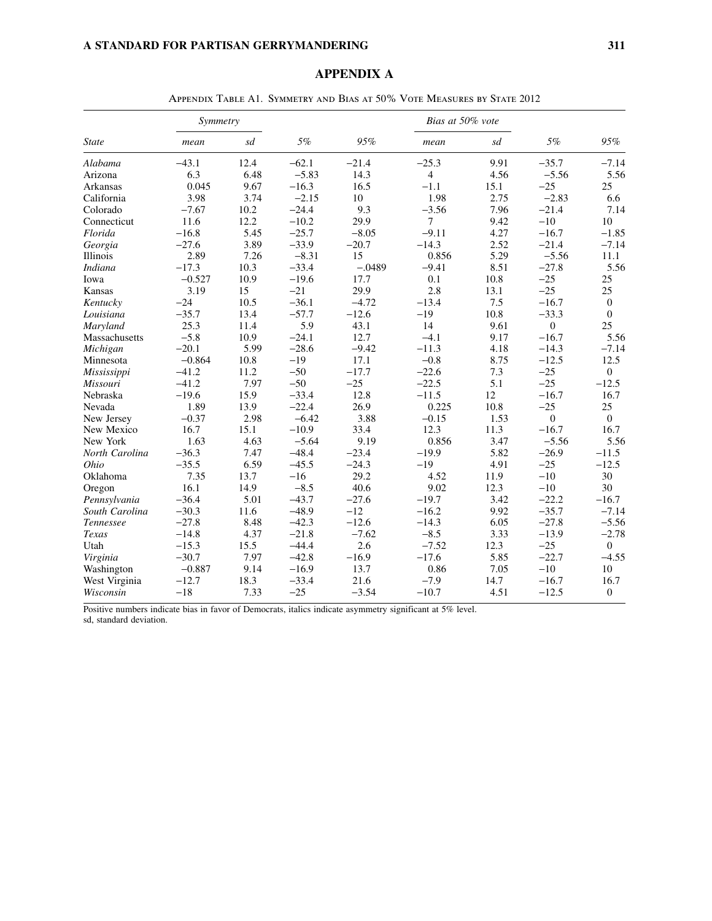## APPENDIX A

Appendix Table A1. Symmetry and Bias at 50% Vote Measures by State 2012

| | Symmetry | | | | Bias at 50% vote | | | |
|---|---|---|---|---|---|---|---|---|
| *State* | *mean* | *sd* | *5%* | *95%* | *mean* | *sd* | *5%* | *95%* |
| *Alabama* | −43.1 | 12.4 | −62.1 | −21.4 | −25.3 | 9.91 | −35.7 | −7.14 |
| Arizona | 6.3 | 6.48 | −5.83 | 14.3 | 4 | 4.56 | −5.56 | 5.56 |
| Arkansas | 0.045 | 9.67 | −16.3 | 16.5 | −1.1 | 15.1 | −25 | 25 |
| California | 3.98 | 3.74 | −2.15 | 10 | 1.98 | 2.75 | −2.83 | 6.6 |
| Colorado | −7.67 | 10.2 | −24.4 | 9.3 | −3.56 | 7.96 | −21.4 | 7.14 |
| Connecticut | 11.6 | 12.2 | −10.2 | 29.9 | 7 | 9.42 | −10 | 10 |
| *Florida* | −16.8 | 5.45 | −25.7 | −8.05 | −9.11 | 4.27 | −16.7 | −1.85 |
| *Georgia* | −27.6 | 3.89 | −33.9 | −20.7 | −14.3 | 2.52 | −21.4 | −7.14 |
| Illinois | 2.89 | 7.26 | −8.31 | 15 | 0.856 | 5.29 | −5.56 | 11.1 |
| *Indiana* | −17.3 | 10.3 | −33.4 | −.0489 | −9.41 | 8.51 | −27.8 | 5.56 |
| Iowa | −0.527 | 10.9 | −19.6 | 17.7 | 0.1 | 10.8 | −25 | 25 |
| Kansas | 3.19 | 15 | −21 | 29.9 | 2.8 | 13.1 | −25 | 25 |
| *Kentucky* | −24 | 10.5 | −36.1 | −4.72 | −13.4 | 7.5 | −16.7 | 0 |
| *Louisiana* | −35.7 | 13.4 | −57.7 | −12.6 | −19 | 10.8 | −33.3 | 0 |
| *Maryland* | 25.3 | 11.4 | 5.9 | 43.1 | 14 | 9.61 | 0 | 25 |
| Massachusetts | −5.8 | 10.9 | −24.1 | 12.7 | −4.1 | 9.17 | −16.7 | 5.56 |
| *Michigan* | −20.1 | 5.99 | −28.6 | −9.42 | −11.3 | 4.18 | −14.3 | −7.14 |
| Minnesota | −0.864 | 10.8 | −19 | 17.1 | −0.8 | 8.75 | −12.5 | 12.5 |
| *Mississippi* | −41.2 | 11.2 | −50 | −17.7 | −22.6 | 7.3 | −25 | 0 |
| *Missouri* | −41.2 | 7.97 | −50 | −25 | −22.5 | 5.1 | −25 | −12.5 |
| Nebraska | −19.6 | 15.9 | −33.4 | 12.8 | −11.5 | 12 | −16.7 | 16.7 |
| Nevada | 1.89 | 13.9 | −22.4 | 26.9 | 0.225 | 10.8 | −25 | 25 |
| New Jersey | −0.37 | 2.98 | −6.42 | 3.88 | −0.15 | 1.53 | 0 | 0 |
| New Mexico | 16.7 | 15.1 | −10.9 | 33.4 | 12.3 | 11.3 | −16.7 | 16.7 |
| New York | 1.63 | 4.63 | −5.64 | 9.19 | 0.856 | 3.47 | −5.56 | 5.56 |
| *North Carolina* | −36.3 | 7.47 | −48.4 | −23.4 | −19.9 | 5.82 | −26.9 | −11.5 |
| *Ohio* | −35.5 | 6.59 | −45.5 | −24.3 | −19 | 4.91 | −25 | −12.5 |
| Oklahoma | 7.35 | 13.7 | −16 | 29.2 | 4.52 | 11.9 | −10 | 30 |
| Oregon | 16.1 | 14.9 | −8.5 | 40.6 | 9.02 | 12.3 | −10 | 30 |
| *Pennsylvania* | −36.4 | 5.01 | −43.7 | −27.6 | −19.7 | 3.42 | −22.2 | −16.7 |
| *South Carolina* | −30.3 | 11.6 | −48.9 | −12 | −16.2 | 9.92 | −35.7 | −7.14 |
| *Tennessee* | −27.8 | 8.48 | −42.3 | −12.6 | −14.3 | 6.05 | −27.8 | −5.56 |
| *Texas* | −14.8 | 4.37 | −21.8 | −7.62 | −8.5 | 3.33 | −13.9 | −2.78 |
| Utah | −15.3 | 15.5 | −44.4 | 2.6 | −7.52 | 12.3 | −25 | 0 |
| *Virginia* | −30.7 | 7.97 | −42.8 | −16.9 | −17.6 | 5.85 | −22.7 | −4.55 |
| Washington | −0.887 | 9.14 | −16.9 | 13.7 | 0.86 | 7.05 | −10 | 10 |
| West Virginia | −12.7 | 18.3 | −33.4 | 21.6 | −7.9 | 14.7 | −16.7 | 16.7 |
| *Wisconsin* | −18 | 7.33 | −25 | −3.54 | −10.7 | 4.51 | −12.5 | 0 |

Positive numbers indicate bias in favor of Democrats, italics indicate asymmetry significant at 5% level.
sd, standard deviation.